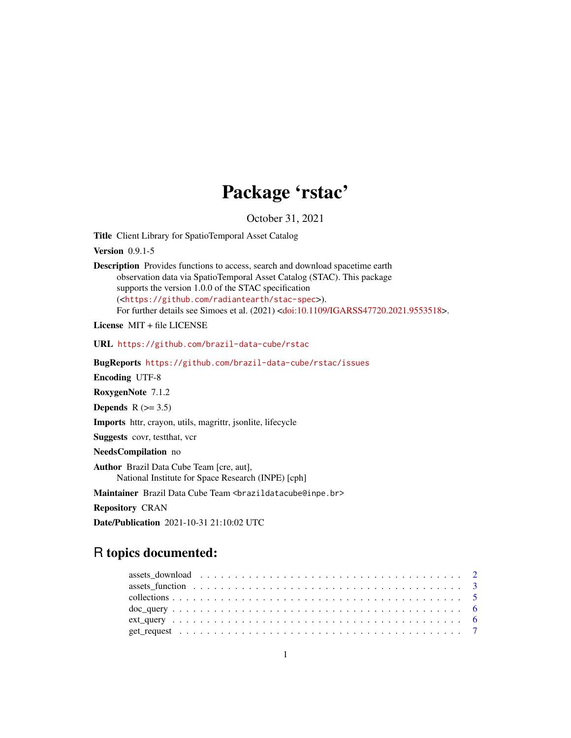# Package 'rstac'

October 31, 2021

**Title** Client Library for SpatioTemporal Asset Catalog

**Version** 0.9.1-5

**Description** Provides functions to access, search and download spacetime earth observation data via SpatioTemporal Asset Catalog (STAC). This package supports the version 1.0.0 of the STAC specification (<https://github.com/radiantearth/stac-spec>). For further details see Simoes et al. (2021) <doi:10.1109/IGARSS47720.2021.9553518>.

**License** MIT + file LICENSE

**URL** https://github.com/brazil-data-cube/rstac

**BugReports** https://github.com/brazil-data-cube/rstac/issues

**Encoding** UTF-8

**RoxygenNote** 7.1.2

**Depends** R (>= 3.5)

**Imports** httr, crayon, utils, magrittr, jsonlite, lifecycle

**Suggests** covr, testthat, vcr

**NeedsCompilation** no

**Author** Brazil Data Cube Team [cre, aut], National Institute for Space Research (INPE) [cph]

**Maintainer** Brazil Data Cube Team <brazildatacube@inpe.br>

**Repository** CRAN

**Date/Publication** 2021-10-31 21:10:02 UTC

## R topics documented:

- assets_download . . . . . 2
- assets_function . . . . . 3
- collections . . . . . 5
- doc_query . . . . . 6
- ext_query . . . . . 6
- get_request . . . . . 7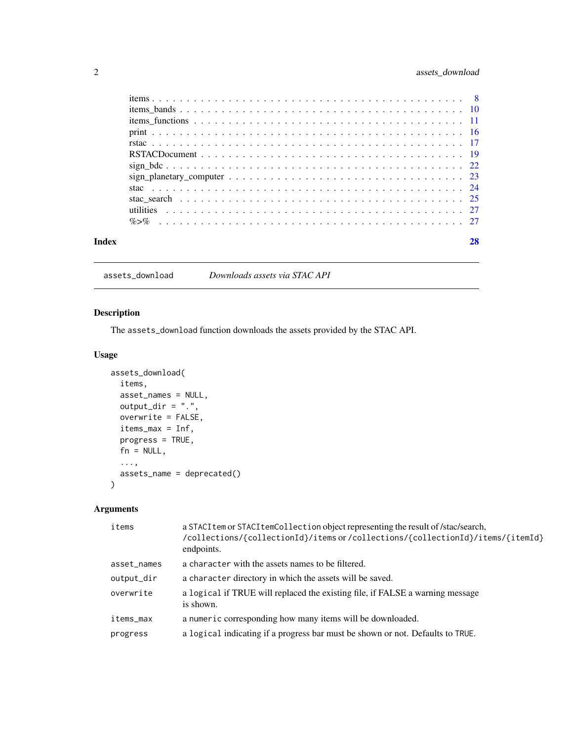items . . . . . . . . . . . . . . . . . . . . . . . . . . . . . . . . . . . . . . . . . 8
items_bands . . . . . . . . . . . . . . . . . . . . . . . . . . . . . . . . . . . . . . 10
items_functions . . . . . . . . . . . . . . . . . . . . . . . . . . . . . . . . . . . . 11
print . . . . . . . . . . . . . . . . . . . . . . . . . . . . . . . . . . . . . . . . . 16
rstac . . . . . . . . . . . . . . . . . . . . . . . . . . . . . . . . . . . . . . . . . 17
RSTACDocument . . . . . . . . . . . . . . . . . . . . . . . . . . . . . . . . . . . . 19
sign_bdc . . . . . . . . . . . . . . . . . . . . . . . . . . . . . . . . . . . . . . . 22
sign_planetary_computer . . . . . . . . . . . . . . . . . . . . . . . . . . . . . . . 23
stac . . . . . . . . . . . . . . . . . . . . . . . . . . . . . . . . . . . . . . . . . 24
stac_search . . . . . . . . . . . . . . . . . . . . . . . . . . . . . . . . . . . . . . 25
utilities . . . . . . . . . . . . . . . . . . . . . . . . . . . . . . . . . . . . . . . 27
%>% . . . . . . . . . . . . . . . . . . . . . . . . . . . . . . . . . . . . . . . . . 27

**Index** **28**

---

## assets_download *Downloads assets via STAC API*

---

### Description

The `assets_download` function downloads the assets provided by the STAC API.

### Usage

```
assets_download(
  items,
  asset_names = NULL,
  output_dir = ".",
  overwrite = FALSE,
  items_max = Inf,
  progress = TRUE,
  fn = NULL,
  ...,
  assets_name = deprecated()
)
```

### Arguments

| | |
|---|---|
| `items` | a `STACItem` or `STACItemCollection` object representing the result of /stac/search, `/collections/{collectionId}/items` or `/collections/{collectionId}/items/{itemId}` endpoints. |
| `asset_names` | a `character` with the assets names to be filtered. |
| `output_dir` | a `character` directory in which the assets will be saved. |
| `overwrite` | a `logical` if TRUE will replaced the existing file, if FALSE a warning message is shown. |
| `items_max` | a `numeric` corresponding how many items will be downloaded. |
| `progress` | a `logical` indicating if a progress bar must be shown or not. Defaults to `TRUE`. |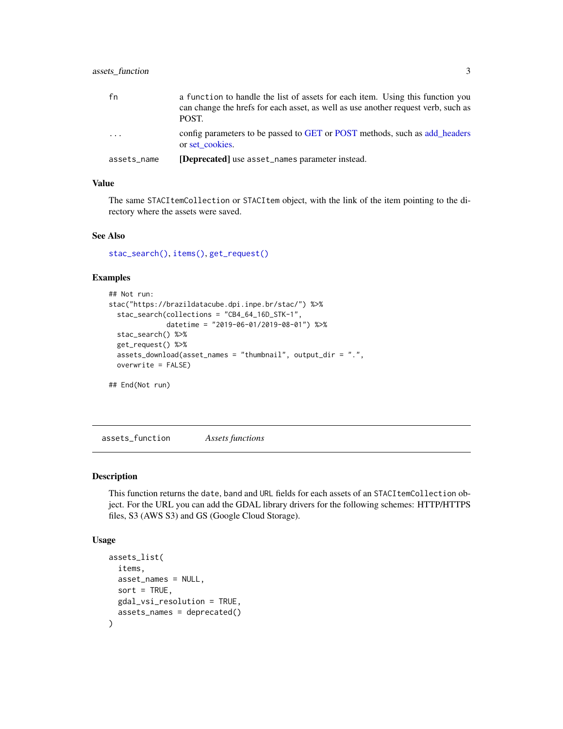| | |
|---|---|
| fn | a function to handle the list of assets for each item. Using this function you can change the hrefs for each asset, as well as use another request verb, such as POST. |
| ... | config parameters to be passed to GET or POST methods, such as add_headers or set_cookies. |
| assets_name | **[Deprecated]** use asset_names parameter instead. |

### Value

The same STACItemCollection or STACItem object, with the link of the item pointing to the directory where the assets were saved.

### See Also

stac_search(), items(), get_request()

### Examples

```
## Not run:
stac("https://brazildatacube.dpi.inpe.br/stac/") %>%
  stac_search(collections = "CB4_64_16D_STK-1",
              datetime = "2019-06-01/2019-08-01") %>%
  stac_search() %>%
  get_request() %>%
  assets_download(asset_names = "thumbnail", output_dir = ".",
  overwrite = FALSE)

## End(Not run)
```

---

## assets_function *Assets functions*

### Description

This function returns the date, band and URL fields for each assets of an STACItemCollection object. For the URL you can add the GDAL library drivers for the following schemes: HTTP/HTTPS files, S3 (AWS S3) and GS (Google Cloud Storage).

### Usage

```
assets_list(
  items,
  asset_names = NULL,
  sort = TRUE,
  gdal_vsi_resolution = TRUE,
  assets_names = deprecated()
)
```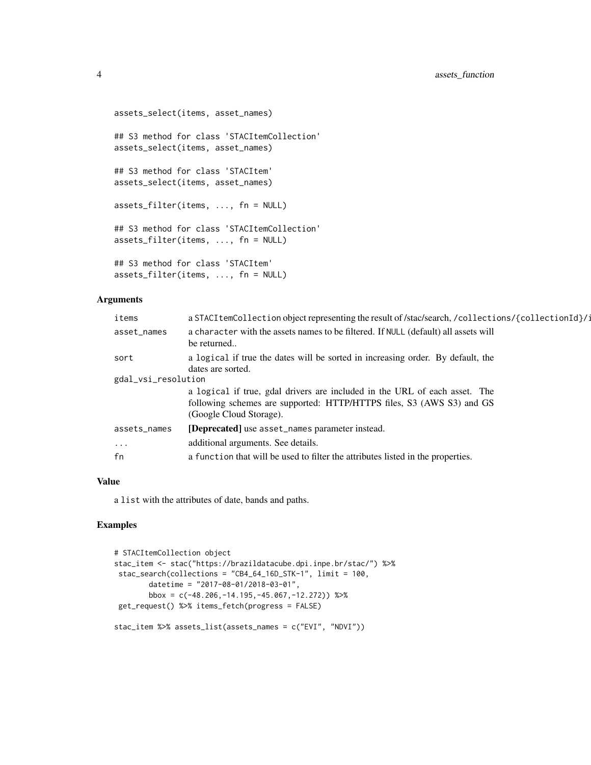```
assets_select(items, asset_names)

## S3 method for class 'STACItemCollection'
assets_select(items, asset_names)

## S3 method for class 'STACItem'
assets_select(items, asset_names)

assets_filter(items, ..., fn = NULL)

## S3 method for class 'STACItemCollection'
assets_filter(items, ..., fn = NULL)

## S3 method for class 'STACItem'
assets_filter(items, ..., fn = NULL)
```

### Arguments

| | |
|---|---|
| items | a STACItemCollection object representing the result of /stac/search, /collections/{collectionId}/i |
| asset_names | a character with the assets names to be filtered. If NULL (default) all assets will be returned.. |
| sort | a logical if true the dates will be sorted in increasing order. By default, the dates are sorted. |
| gdal_vsi_resolution | a logical if true, gdal drivers are included in the URL of each asset. The following schemes are supported: HTTP/HTTPS files, S3 (AWS S3) and GS (Google Cloud Storage). |
| assets_names | **[Deprecated]** use asset_names parameter instead. |
| ... | additional arguments. See details. |
| fn | a function that will be used to filter the attributes listed in the properties. |

### Value

a list with the attributes of date, bands and paths.

### Examples

```
# STACItemCollection object
stac_item <- stac("https://brazildatacube.dpi.inpe.br/stac/") %>%
 stac_search(collections = "CB4_64_16D_STK-1", limit = 100,
        datetime = "2017-08-01/2018-03-01",
        bbox = c(-48.206,-14.195,-45.067,-12.272)) %>%
 get_request() %>% items_fetch(progress = FALSE)

stac_item %>% assets_list(assets_names = c("EVI", "NDVI"))
```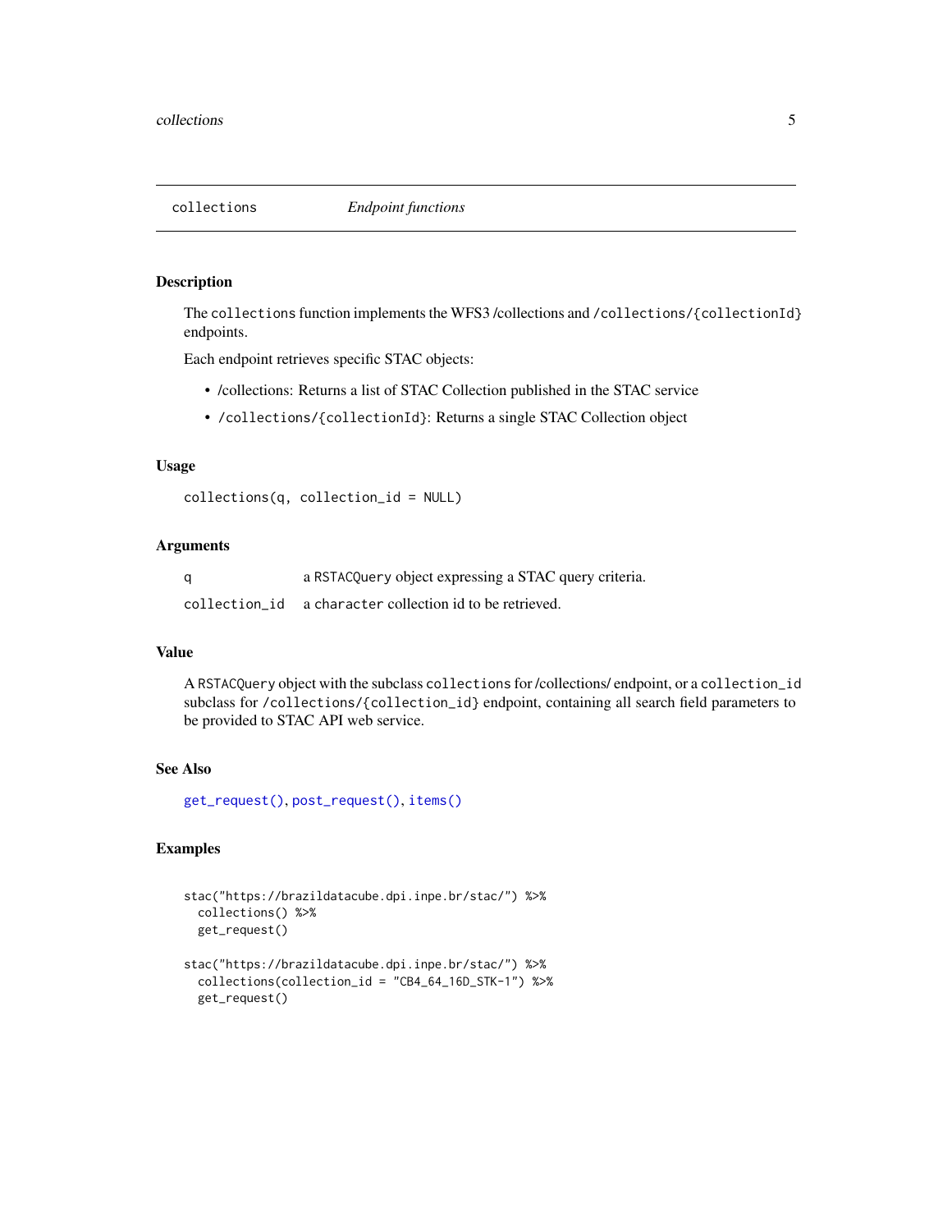## collections — *Endpoint functions*

### Description

The `collections` function implements the WFS3 /collections and `/collections/{collectionId}` endpoints.

Each endpoint retrieves specific STAC objects:

- /collections: Returns a list of STAC Collection published in the STAC service
- `/collections/{collectionId}`: Returns a single STAC Collection object

### Usage

```
collections(q, collection_id = NULL)
```

### Arguments

| | |
|---|---|
| `q` | a `RSTACQuery` object expressing a STAC query criteria. |
| `collection_id` | a `character` collection id to be retrieved. |

### Value

A `RSTACQuery` object with the subclass `collections` for /collections/ endpoint, or a `collection_id` subclass for `/collections/{collection_id}` endpoint, containing all search field parameters to be provided to STAC API web service.

### See Also

`get_request()`, `post_request()`, `items()`

### Examples

```
stac("https://brazildatacube.dpi.inpe.br/stac/") %>%
  collections() %>%
  get_request()

stac("https://brazildatacube.dpi.inpe.br/stac/") %>%
  collections(collection_id = "CB4_64_16D_STK-1") %>%
  get_request()
```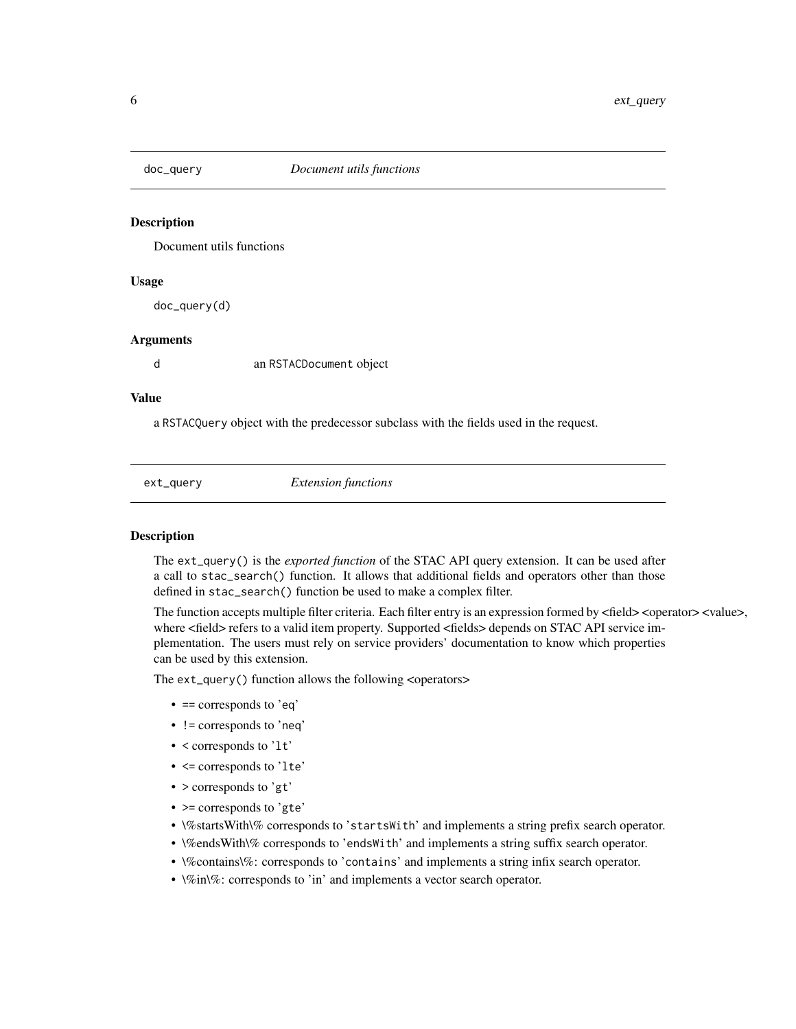## doc_query *Document utils functions*

### Description

Document utils functions

### Usage

```
doc_query(d)
```

### Arguments

| | |
|---|---|
| d | an RSTACDocument object |

### Value

a RSTACQuery object with the predecessor subclass with the fields used in the request.

## ext_query *Extension functions*

### Description

The `ext_query()` is the *exported function* of the STAC API query extension. It can be used after a call to `stac_search()` function. It allows that additional fields and operators other than those defined in `stac_search()` function be used to make a complex filter.

The function accepts multiple filter criteria. Each filter entry is an expression formed by <field> <operator> <value>, where <field> refers to a valid item property. Supported <fields> depends on STAC API service implementation. The users must rely on service providers' documentation to know which properties can be used by this extension.

The `ext_query()` function allows the following <operators>

- == corresponds to 'eq'
- != corresponds to 'neq'
- < corresponds to 'lt'
- <= corresponds to 'lte'
- > corresponds to 'gt'
- >= corresponds to 'gte'
- \%startsWith\% corresponds to 'startsWith' and implements a string prefix search operator.
- \%endsWith\% corresponds to 'endsWith' and implements a string suffix search operator.
- \%contains\%: corresponds to 'contains' and implements a string infix search operator.
- \%in\%: corresponds to 'in' and implements a vector search operator.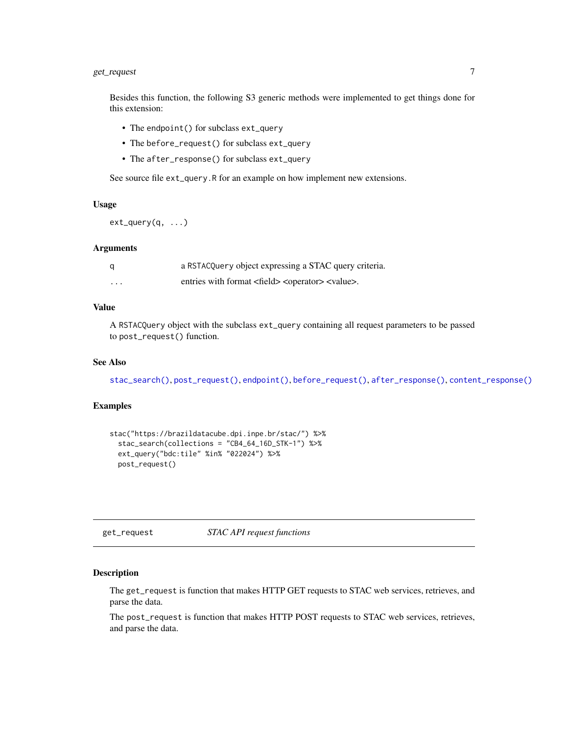Besides this function, the following S3 generic methods were implemented to get things done for this extension:

- The `endpoint()` for subclass `ext_query`
- The `before_request()` for subclass `ext_query`
- The `after_response()` for subclass `ext_query`

See source file `ext_query.R` for an example on how implement new extensions.

### Usage

```
ext_query(q, ...)
```

### Arguments

| | |
|---|---|
| `q` | a `RSTACQuery` object expressing a STAC query criteria. |
| `...` | entries with format <field> <operator> <value>. |

### Value

A `RSTACQuery` object with the subclass `ext_query` containing all request parameters to be passed to `post_request()` function.

### See Also

`stac_search()`, `post_request()`, `endpoint()`, `before_request()`, `after_response()`, `content_response()`

### Examples

```
stac("https://brazildatacube.dpi.inpe.br/stac/") %>%
  stac_search(collections = "CB4_64_16D_STK-1") %>%
  ext_query("bdc:tile" %in% "022024") %>%
  post_request()
```

## get_request *STAC API request functions*

### Description

The `get_request` is function that makes HTTP GET requests to STAC web services, retrieves, and parse the data.

The `post_request` is function that makes HTTP POST requests to STAC web services, retrieves, and parse the data.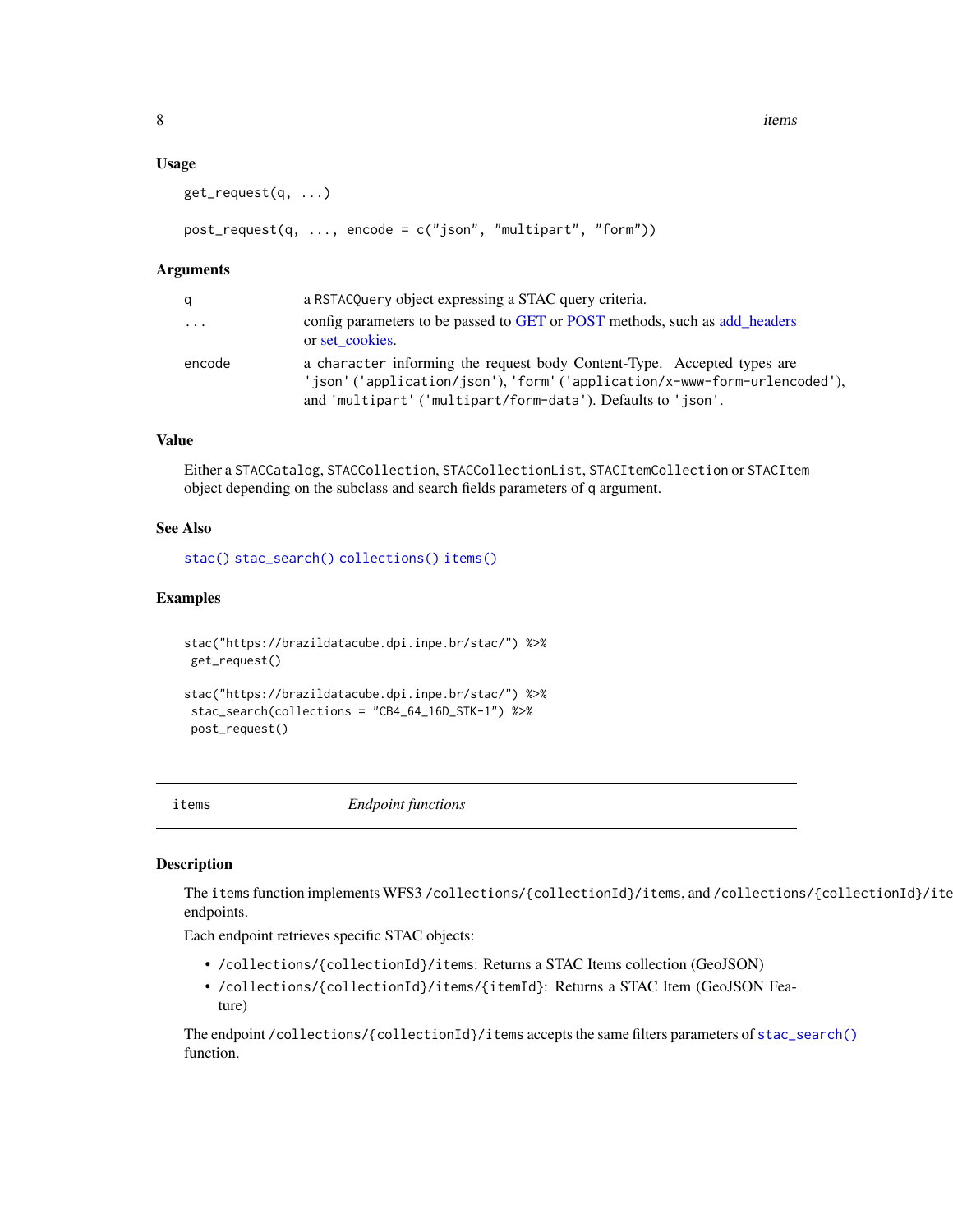### Usage

```
get_request(q, ...)

post_request(q, ..., encode = c("json", "multipart", "form"))
```

### Arguments

| | |
|---|---|
| q | a RSTACQuery object expressing a STAC query criteria. |
| ... | config parameters to be passed to GET or POST methods, such as add_headers or set_cookies. |
| encode | a character informing the request body Content-Type. Accepted types are 'json' ('application/json'), 'form' ('application/x-www-form-urlencoded'), and 'multipart' ('multipart/form-data'). Defaults to 'json'. |

### Value

Either a STACCatalog, STACCollection, STACCollectionList, STACItemCollection or STACItem object depending on the subclass and search fields parameters of q argument.

### See Also

stac() stac_search() collections() items()

### Examples

```
stac("https://brazildatacube.dpi.inpe.br/stac/") %>%
 get_request()

stac("https://brazildatacube.dpi.inpe.br/stac/") %>%
 stac_search(collections = "CB4_64_16D_STK-1") %>%
 post_request()
```

---

## items    *Endpoint functions*

### Description

The items function implements WFS3 /collections/{collectionId}/items, and /collections/{collectionId}/ite endpoints.

Each endpoint retrieves specific STAC objects:

- /collections/{collectionId}/items: Returns a STAC Items collection (GeoJSON)
- /collections/{collectionId}/items/{itemId}: Returns a STAC Item (GeoJSON Feature)

The endpoint /collections/{collectionId}/items accepts the same filters parameters of stac_search() function.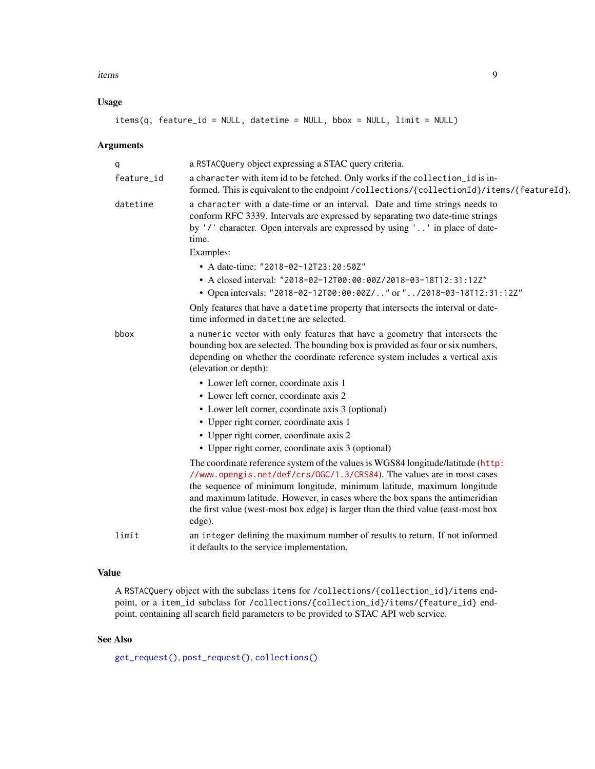### Usage

```
items(q, feature_id = NULL, datetime = NULL, bbox = NULL, limit = NULL)
```

### Arguments

**q**
a `RSTACQuery` object expressing a STAC query criteria.

**feature_id**
a `character` with item id to be fetched. Only works if the `collection_id` is informed. This is equivalent to the endpoint `/collections/{collectionId}/items/{featureId}`.

**datetime**
a `character` with a date-time or an interval. Date and time strings needs to conform RFC 3339. Intervals are expressed by separating two date-time strings by `'/'` character. Open intervals are expressed by using `'..'` in place of date-time.

Examples:

- A date-time: `"2018-02-12T23:20:50Z"`
- A closed interval: `"2018-02-12T00:00:00Z/2018-03-18T12:31:12Z"`
- Open intervals: `"2018-02-12T00:00:00Z/.."` or `"../2018-03-18T12:31:12Z"`

Only features that have a `datetime` property that intersects the interval or date-time informed in `datetime` are selected.

**bbox**
a `numeric` vector with only features that have a geometry that intersects the bounding box are selected. The bounding box is provided as four or six numbers, depending on whether the coordinate reference system includes a vertical axis (elevation or depth):

- Lower left corner, coordinate axis 1
- Lower left corner, coordinate axis 2
- Lower left corner, coordinate axis 3 (optional)
- Upper right corner, coordinate axis 1
- Upper right corner, coordinate axis 2
- Upper right corner, coordinate axis 3 (optional)

The coordinate reference system of the values is WGS84 longitude/latitude (http://www.opengis.net/def/crs/OGC/1.3/CRS84). The values are in most cases the sequence of minimum longitude, minimum latitude, maximum longitude and maximum latitude. However, in cases where the box spans the antimeridian the first value (west-most box edge) is larger than the third value (east-most box edge).

**limit**
an `integer` defining the maximum number of results to return. If not informed it defaults to the service implementation.

### Value

A `RSTACQuery` object with the subclass `items` for `/collections/{collection_id}/items` endpoint, or a `item_id` subclass for `/collections/{collection_id}/items/{feature_id}` endpoint, containing all search field parameters to be provided to STAC API web service.

### See Also

`get_request()`, `post_request()`, `collections()`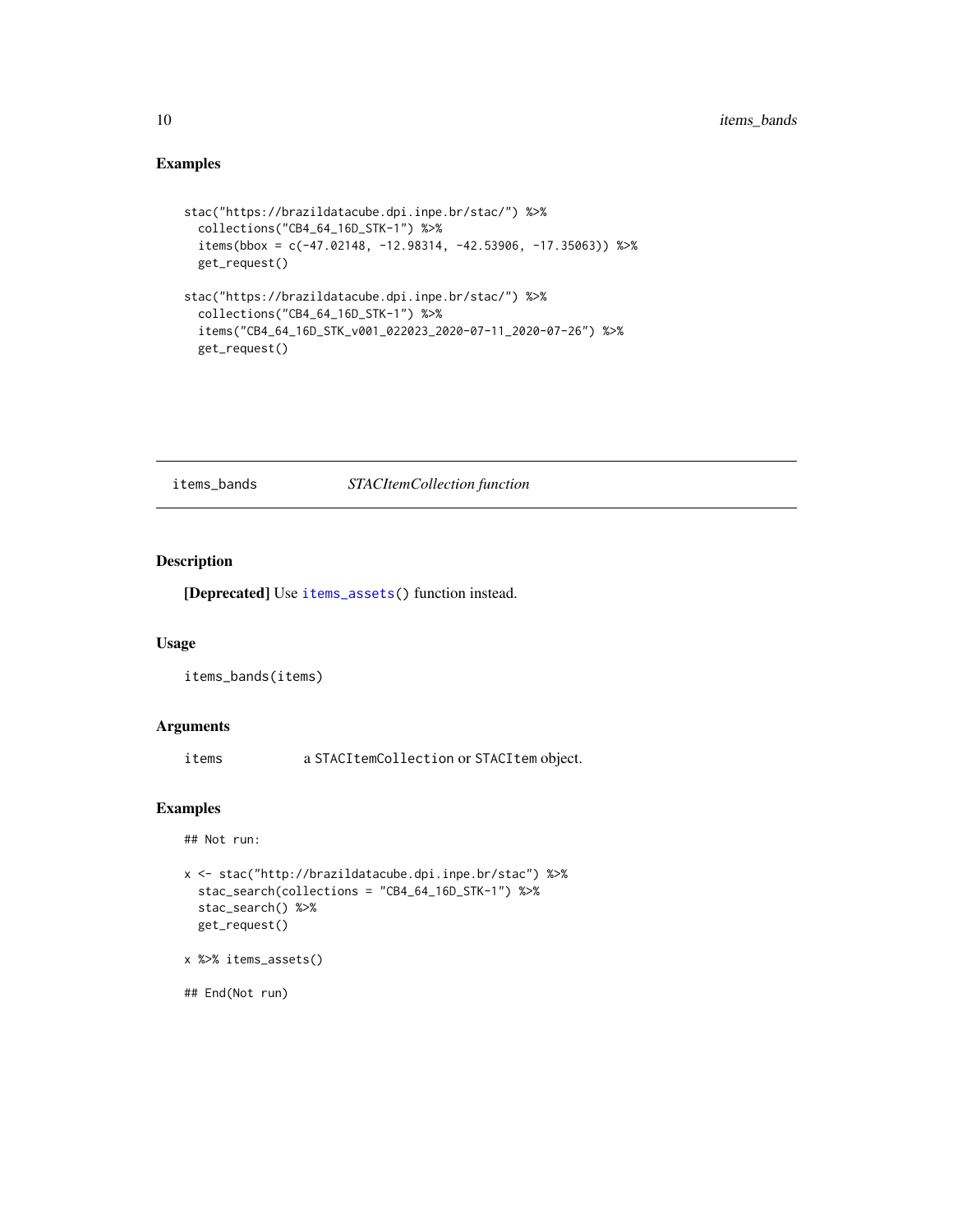## Examples

```
stac("https://brazildatacube.dpi.inpe.br/stac/") %>%
  collections("CB4_64_16D_STK-1") %>%
  items(bbox = c(-47.02148, -12.98314, -42.53906, -17.35063)) %>%
  get_request()

stac("https://brazildatacube.dpi.inpe.br/stac/") %>%
  collections("CB4_64_16D_STK-1") %>%
  items("CB4_64_16D_STK_v001_022023_2020-07-11_2020-07-26") %>%
  get_request()
```

---

# items_bands    *STACItemCollection function*

---

## Description

**[Deprecated]** Use `items_assets()` function instead.

## Usage

```
items_bands(items)
```

## Arguments

| | |
|---|---|
| items | a `STACItemCollection` or `STACItem` object. |

## Examples

```
## Not run:

x <- stac("http://brazildatacube.dpi.inpe.br/stac") %>%
  stac_search(collections = "CB4_64_16D_STK-1") %>%
  stac_search() %>%
  get_request()

x %>% items_assets()

## End(Not run)
```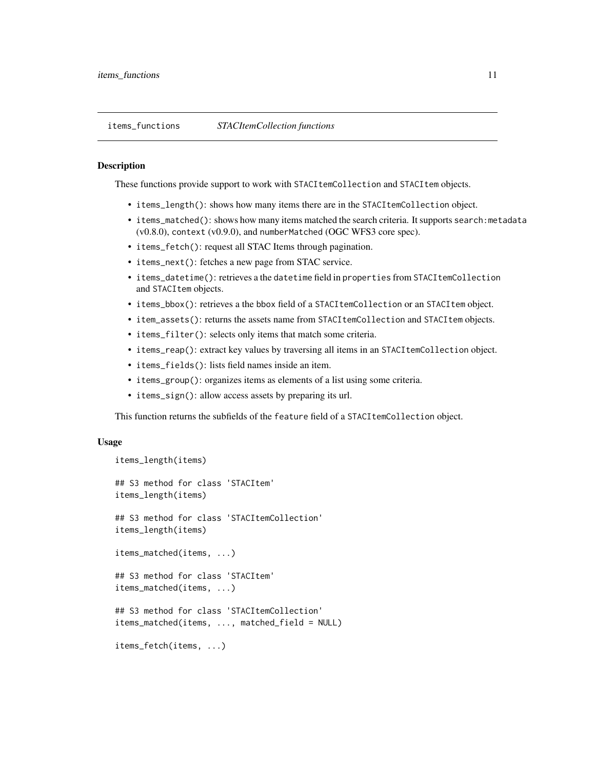items_functions *STACItemCollection functions*

## Description

These functions provide support to work with STACItemCollection and STACItem objects.

- items_length(): shows how many items there are in the STACItemCollection object.
- items_matched(): shows how many items matched the search criteria. It supports search:metadata (v0.8.0), context (v0.9.0), and numberMatched (OGC WFS3 core spec).
- items_fetch(): request all STAC Items through pagination.
- items_next(): fetches a new page from STAC service.
- items_datetime(): retrieves a the datetime field in properties from STACItemCollection and STACItem objects.
- items_bbox(): retrieves a the bbox field of a STACItemCollection or an STACItem object.
- item_assets(): returns the assets name from STACItemCollection and STACItem objects.
- items_filter(): selects only items that match some criteria.
- items_reap(): extract key values by traversing all items in an STACItemCollection object.
- items_fields(): lists field names inside an item.
- items_group(): organizes items as elements of a list using some criteria.
- items_sign(): allow access assets by preparing its url.

This function returns the subfields of the feature field of a STACItemCollection object.

## Usage

```
items_length(items)

## S3 method for class 'STACItem'
items_length(items)

## S3 method for class 'STACItemCollection'
items_length(items)

items_matched(items, ...)

## S3 method for class 'STACItem'
items_matched(items, ...)

## S3 method for class 'STACItemCollection'
items_matched(items, ..., matched_field = NULL)

items_fetch(items, ...)
```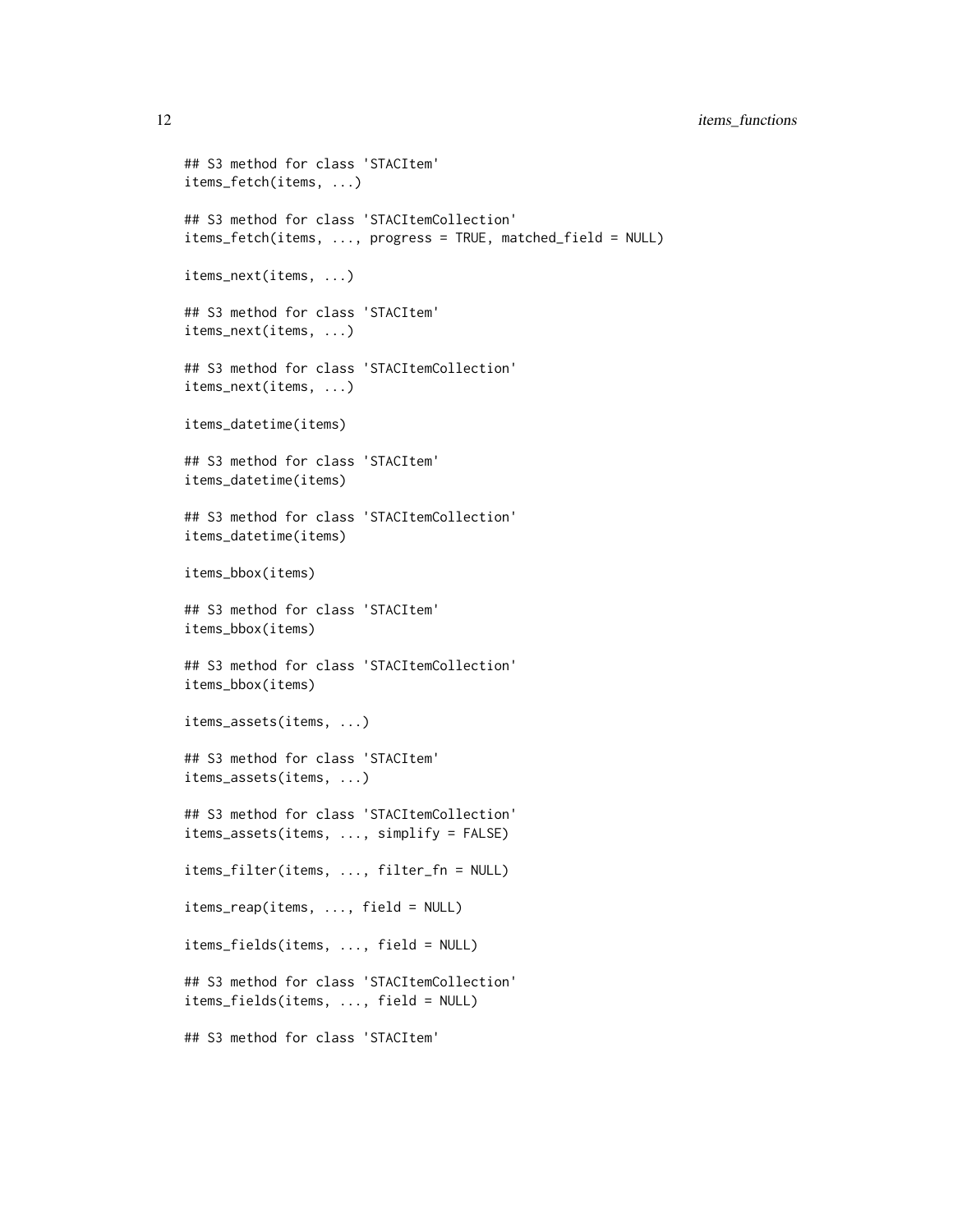```
## S3 method for class 'STACItem'
items_fetch(items, ...)

## S3 method for class 'STACItemCollection'
items_fetch(items, ..., progress = TRUE, matched_field = NULL)

items_next(items, ...)

## S3 method for class 'STACItem'
items_next(items, ...)

## S3 method for class 'STACItemCollection'
items_next(items, ...)

items_datetime(items)

## S3 method for class 'STACItem'
items_datetime(items)

## S3 method for class 'STACItemCollection'
items_datetime(items)

items_bbox(items)

## S3 method for class 'STACItem'
items_bbox(items)

## S3 method for class 'STACItemCollection'
items_bbox(items)

items_assets(items, ...)

## S3 method for class 'STACItem'
items_assets(items, ...)

## S3 method for class 'STACItemCollection'
items_assets(items, ..., simplify = FALSE)

items_filter(items, ..., filter_fn = NULL)

items_reap(items, ..., field = NULL)

items_fields(items, ..., field = NULL)

## S3 method for class 'STACItemCollection'
items_fields(items, ..., field = NULL)

## S3 method for class 'STACItem'
```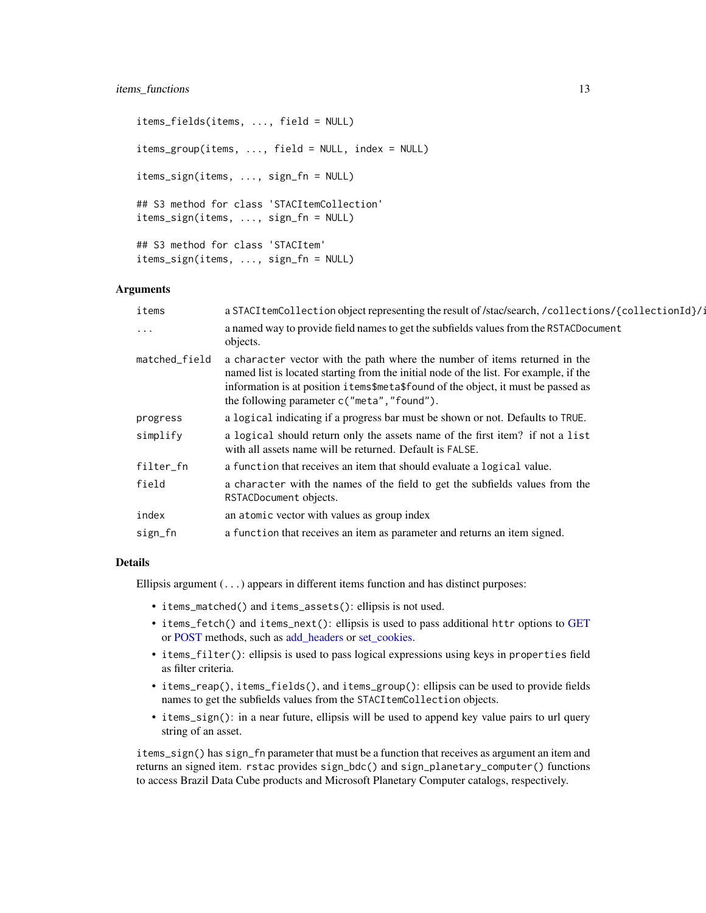```
items_fields(items, ..., field = NULL)

items_group(items, ..., field = NULL, index = NULL)

items_sign(items, ..., sign_fn = NULL)

## S3 method for class 'STACItemCollection'
items_sign(items, ..., sign_fn = NULL)

## S3 method for class 'STACItem'
items_sign(items, ..., sign_fn = NULL)
```

### Arguments

| | |
|---|---|
| `items` | a `STACItemCollection` object representing the result of /stac/search, `/collections/{collectionId}/i` |
| `...` | a named way to provide field names to get the subfields values from the `RSTACDocument` objects. |
| `matched_field` | a `character` vector with the path where the number of items returned in the named list is located starting from the initial node of the list. For example, if the information is at position `items$meta$found` of the object, it must be passed as the following parameter `c("meta","found")`. |
| `progress` | a `logical` indicating if a progress bar must be shown or not. Defaults to `TRUE`. |
| `simplify` | a `logical` should return only the assets name of the first item? if not a `list` with all assets name will be returned. Default is `FALSE`. |
| `filter_fn` | a `function` that receives an item that should evaluate a `logical` value. |
| `field` | a `character` with the names of the field to get the subfields values from the `RSTACDocument` objects. |
| `index` | an `atomic` vector with values as group index |
| `sign_fn` | a `function` that receives an item as parameter and returns an item signed. |

### Details

Ellipsis argument (`...`) appears in different items function and has distinct purposes:

- `items_matched()` and `items_assets()`: ellipsis is not used.
- `items_fetch()` and `items_next()`: ellipsis is used to pass additional `httr` options to GET or POST methods, such as add_headers or set_cookies.
- `items_filter()`: ellipsis is used to pass logical expressions using keys in `properties` field as filter criteria.
- `items_reap()`, `items_fields()`, and `items_group()`: ellipsis can be used to provide fields names to get the subfields values from the `STACItemCollection` objects.
- `items_sign()`: in a near future, ellipsis will be used to append key value pairs to url query string of an asset.

`items_sign()` has `sign_fn` parameter that must be a function that receives as argument an item and returns an signed item. `rstac` provides `sign_bdc()` and `sign_planetary_computer()` functions to access Brazil Data Cube products and Microsoft Planetary Computer catalogs, respectively.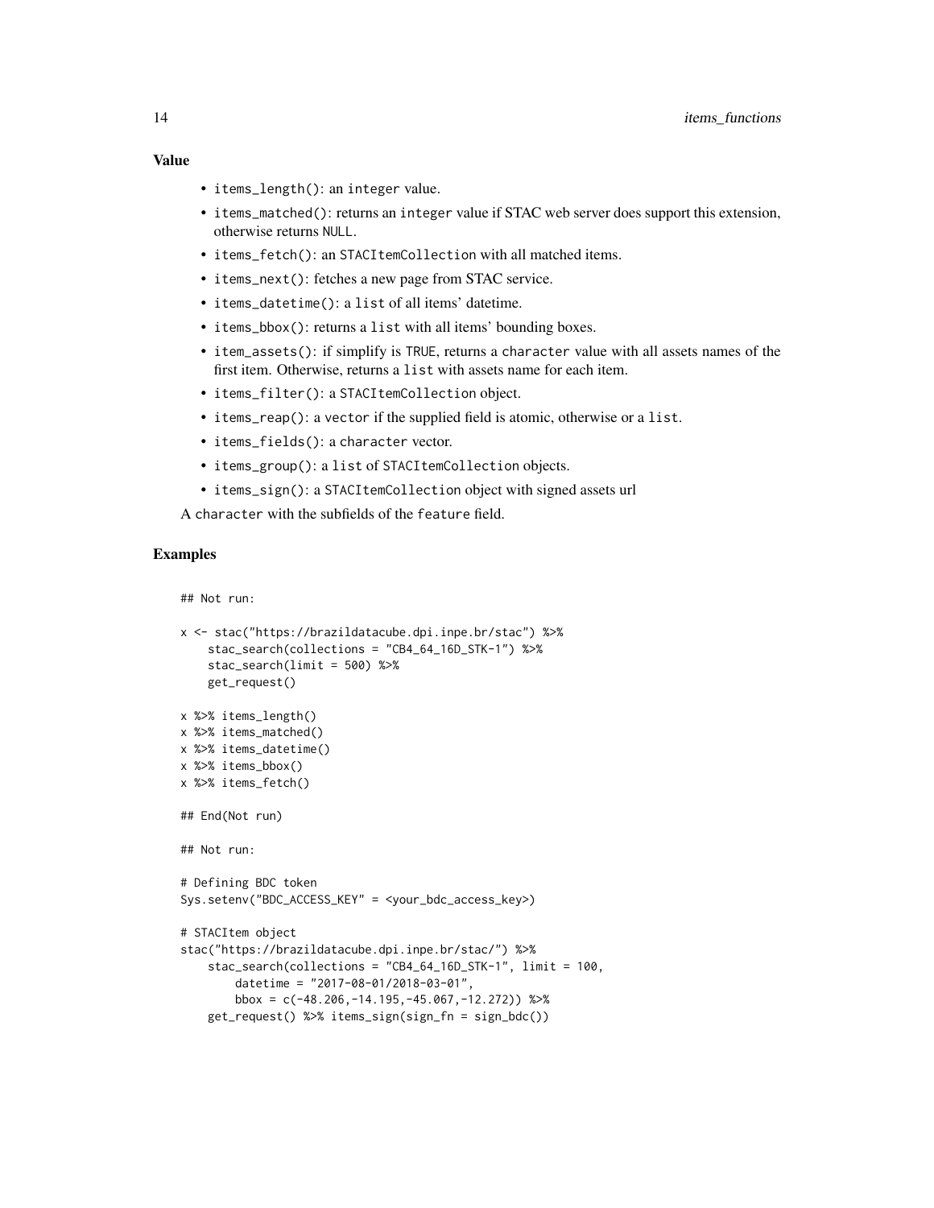### Value

- `items_length()`: an `integer` value.
- `items_matched()`: returns an `integer` value if STAC web server does support this extension, otherwise returns `NULL`.
- `items_fetch()`: an `STACItemCollection` with all matched items.
- `items_next()`: fetches a new page from STAC service.
- `items_datetime()`: a `list` of all items' datetime.
- `items_bbox()`: returns a `list` with all items' bounding boxes.
- `item_assets()`: if simplify is `TRUE`, returns a `character` value with all assets names of the first item. Otherwise, returns a `list` with assets name for each item.
- `items_filter()`: a `STACItemCollection` object.
- `items_reap()`: a `vector` if the supplied field is atomic, otherwise or a `list`.
- `items_fields()`: a `character` vector.
- `items_group()`: a `list` of `STACItemCollection` objects.
- `items_sign()`: a `STACItemCollection` object with signed assets url

A `character` with the subfields of the `feature` field.

### Examples

```
## Not run:

x <- stac("https://brazildatacube.dpi.inpe.br/stac") %>%
    stac_search(collections = "CB4_64_16D_STK-1") %>%
    stac_search(limit = 500) %>%
    get_request()

x %>% items_length()
x %>% items_matched()
x %>% items_datetime()
x %>% items_bbox()
x %>% items_fetch()

## End(Not run)

## Not run:

# Defining BDC token
Sys.setenv("BDC_ACCESS_KEY" = <your_bdc_access_key>)

# STACItem object
stac("https://brazildatacube.dpi.inpe.br/stac/") %>%
    stac_search(collections = "CB4_64_16D_STK-1", limit = 100,
        datetime = "2017-08-01/2018-03-01",
        bbox = c(-48.206,-14.195,-45.067,-12.272)) %>%
    get_request() %>% items_sign(sign_fn = sign_bdc())
```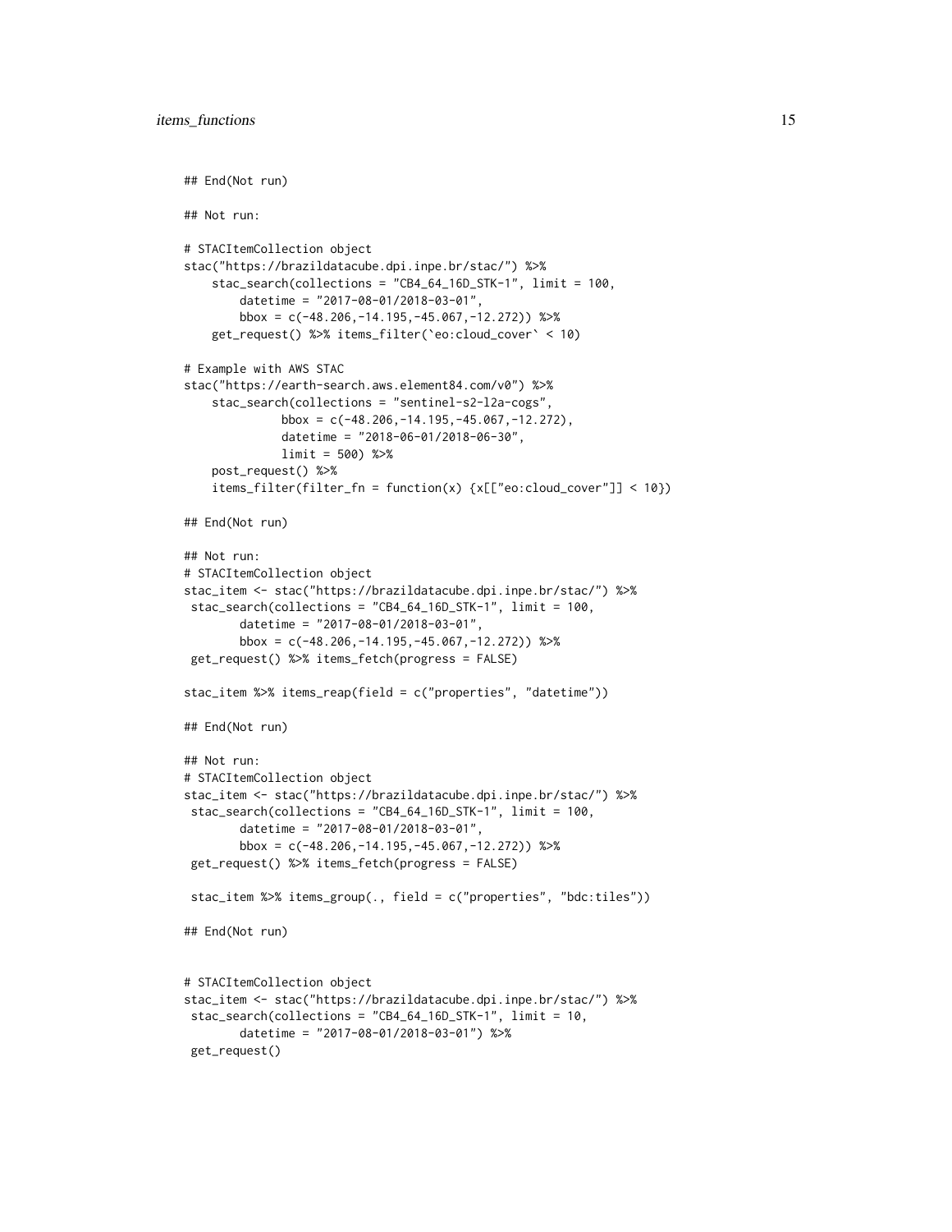```
## End(Not run)

## Not run:

# STACItemCollection object
stac("https://brazildatacube.dpi.inpe.br/stac/") %>%
    stac_search(collections = "CB4_64_16D_STK-1", limit = 100,
        datetime = "2017-08-01/2018-03-01",
        bbox = c(-48.206,-14.195,-45.067,-12.272)) %>%
    get_request() %>% items_filter(`eo:cloud_cover` < 10)

# Example with AWS STAC
stac("https://earth-search.aws.element84.com/v0") %>%
    stac_search(collections = "sentinel-s2-l2a-cogs",
              bbox = c(-48.206,-14.195,-45.067,-12.272),
              datetime = "2018-06-01/2018-06-30",
              limit = 500) %>%
    post_request() %>%
    items_filter(filter_fn = function(x) {x[["eo:cloud_cover"]] < 10})

## End(Not run)

## Not run:
# STACItemCollection object
stac_item <- stac("https://brazildatacube.dpi.inpe.br/stac/") %>%
 stac_search(collections = "CB4_64_16D_STK-1", limit = 100,
        datetime = "2017-08-01/2018-03-01",
        bbox = c(-48.206,-14.195,-45.067,-12.272)) %>%
 get_request() %>% items_fetch(progress = FALSE)

stac_item %>% items_reap(field = c("properties", "datetime"))

## End(Not run)

## Not run:
# STACItemCollection object
stac_item <- stac("https://brazildatacube.dpi.inpe.br/stac/") %>%
 stac_search(collections = "CB4_64_16D_STK-1", limit = 100,
        datetime = "2017-08-01/2018-03-01",
        bbox = c(-48.206,-14.195,-45.067,-12.272)) %>%
 get_request() %>% items_fetch(progress = FALSE)

 stac_item %>% items_group(., field = c("properties", "bdc:tiles"))

## End(Not run)


# STACItemCollection object
stac_item <- stac("https://brazildatacube.dpi.inpe.br/stac/") %>%
 stac_search(collections = "CB4_64_16D_STK-1", limit = 10,
        datetime = "2017-08-01/2018-03-01") %>%
 get_request()
```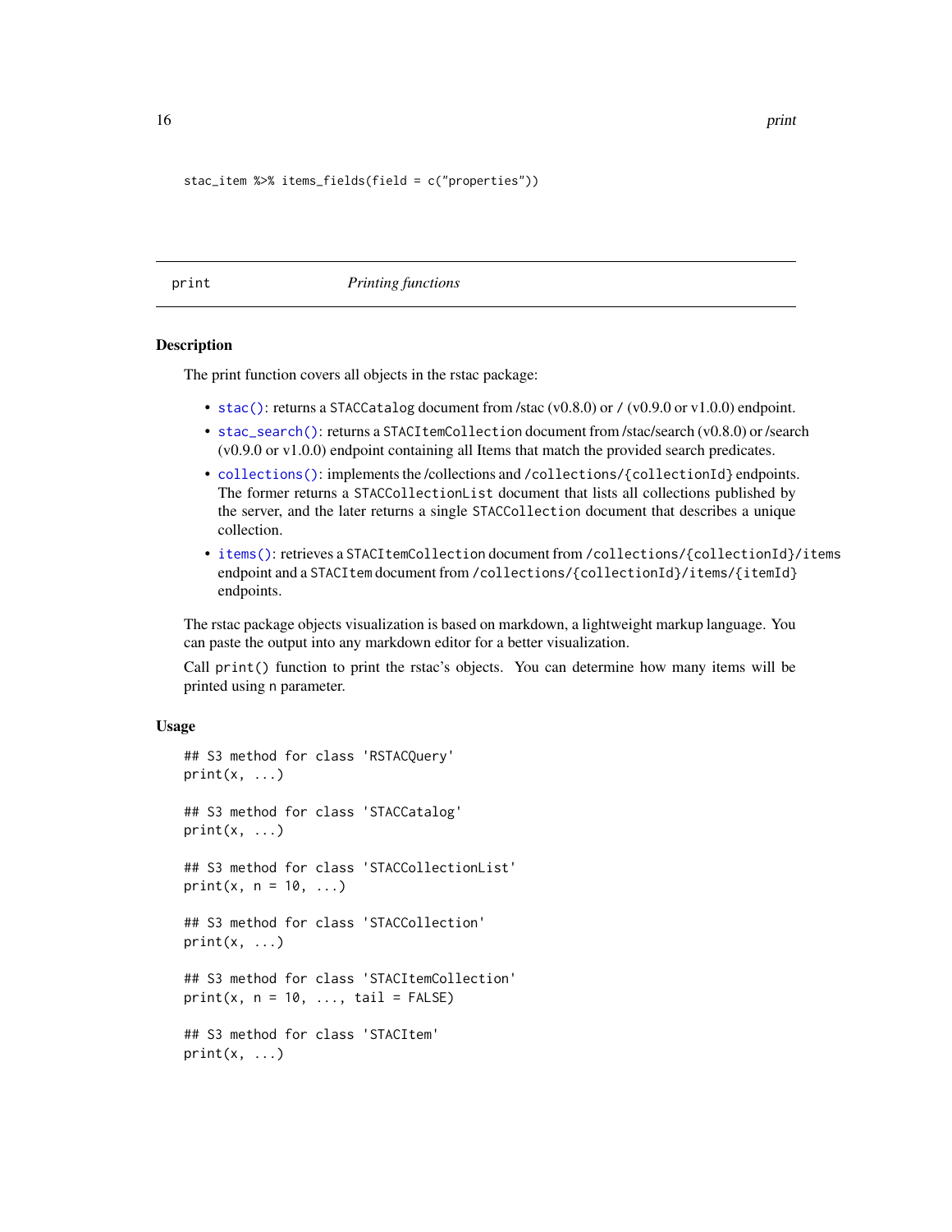```
stac_item %>% items_fields(field = c("properties"))
```

---

## print *Printing functions*

### Description

The print function covers all objects in the rstac package:

- `stac()`: returns a `STACCatalog` document from /stac (v0.8.0) or `/` (v0.9.0 or v1.0.0) endpoint.
- `stac_search()`: returns a `STACItemCollection` document from /stac/search (v0.8.0) or /search (v0.9.0 or v1.0.0) endpoint containing all Items that match the provided search predicates.
- `collections()`: implements the /collections and `/collections/{collectionId}` endpoints. The former returns a `STACCollectionList` document that lists all collections published by the server, and the later returns a single `STACCollection` document that describes a unique collection.
- `items()`: retrieves a `STACItemCollection` document from `/collections/{collectionId}/items` endpoint and a `STACItem` document from `/collections/{collectionId}/items/{itemId}` endpoints.

The rstac package objects visualization is based on markdown, a lightweight markup language. You can paste the output into any markdown editor for a better visualization.

Call `print()` function to print the rstac's objects. You can determine how many items will be printed using `n` parameter.

### Usage

```
## S3 method for class 'RSTACQuery'
print(x, ...)

## S3 method for class 'STACCatalog'
print(x, ...)

## S3 method for class 'STACCollectionList'
print(x, n = 10, ...)

## S3 method for class 'STACCollection'
print(x, ...)

## S3 method for class 'STACItemCollection'
print(x, n = 10, ..., tail = FALSE)

## S3 method for class 'STACItem'
print(x, ...)
```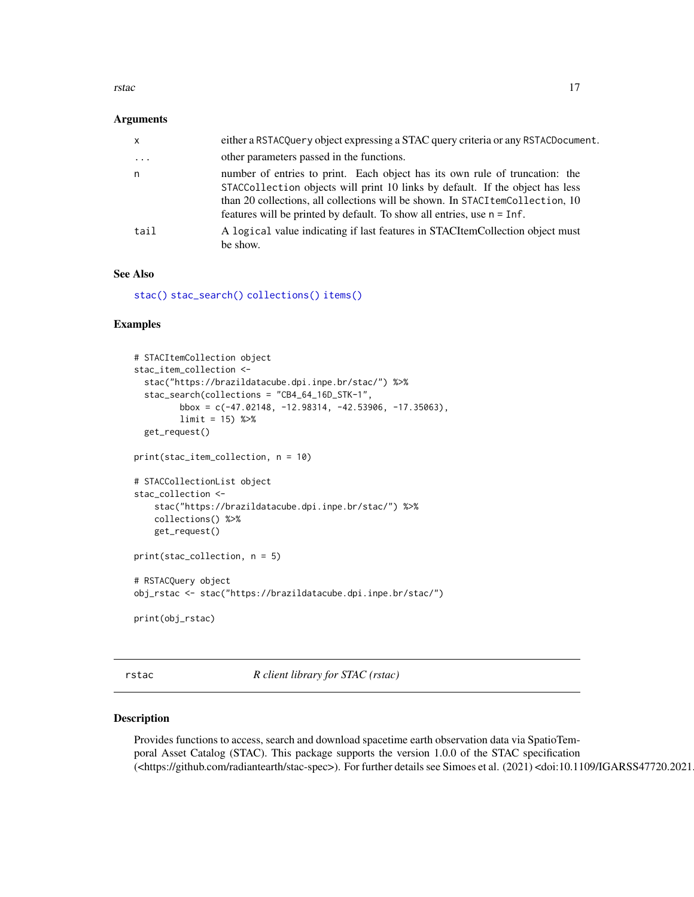## Arguments

| | |
|---|---|
| x | either a RSTACQuery object expressing a STAC query criteria or any RSTACDocument. |
| ... | other parameters passed in the functions. |
| n | number of entries to print. Each object has its own rule of truncation: the STACCollection objects will print 10 links by default. If the object has less than 20 collections, all collections will be shown. In STACItemCollection, 10 features will be printed by default. To show all entries, use n = Inf. |
| tail | A logical value indicating if last features in STACItemCollection object must be show. |

## See Also

stac() stac_search() collections() items()

## Examples

```
# STACItemCollection object
stac_item_collection <-
  stac("https://brazildatacube.dpi.inpe.br/stac/") %>%
  stac_search(collections = "CB4_64_16D_STK-1",
         bbox = c(-47.02148, -12.98314, -42.53906, -17.35063),
         limit = 15) %>%
  get_request()

print(stac_item_collection, n = 10)

# STACCollectionList object
stac_collection <-
    stac("https://brazildatacube.dpi.inpe.br/stac/") %>%
    collections() %>%
    get_request()

print(stac_collection, n = 5)

# RSTACQuery object
obj_rstac <- stac("https://brazildatacube.dpi.inpe.br/stac/")

print(obj_rstac)
```

---

# rstac — *R client library for STAC (rstac)*

## Description

Provides functions to access, search and download spacetime earth observation data via SpatioTemporal Asset Catalog (STAC). This package supports the version 1.0.0 of the STAC specification (<https://github.com/radiantearth/stac-spec>). For further details see Simoes et al. (2021) <doi:10.1109/IGARSS47720.2021.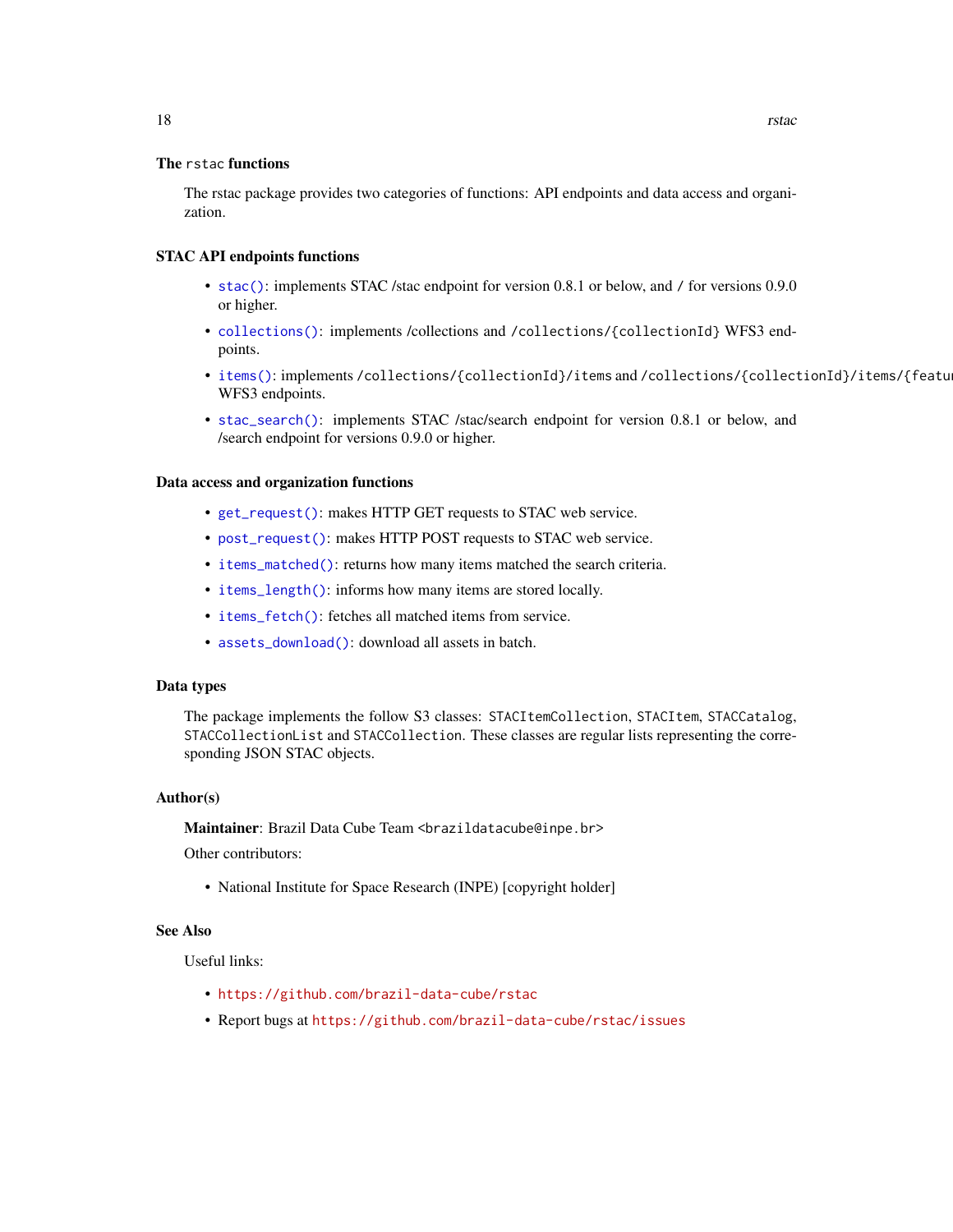### The rstac functions

The rstac package provides two categories of functions: API endpoints and data access and organization.

### STAC API endpoints functions

- `stac()`: implements STAC /stac endpoint for version 0.8.1 or below, and / for versions 0.9.0 or higher.
- `collections()`: implements /collections and `/collections/{collectionId}` WFS3 endpoints.
- `items()`: implements `/collections/{collectionId}/items` and `/collections/{collectionId}/items/{featu` WFS3 endpoints.
- `stac_search()`: implements STAC /stac/search endpoint for version 0.8.1 or below, and /search endpoint for versions 0.9.0 or higher.

### Data access and organization functions

- `get_request()`: makes HTTP GET requests to STAC web service.
- `post_request()`: makes HTTP POST requests to STAC web service.
- `items_matched()`: returns how many items matched the search criteria.
- `items_length()`: informs how many items are stored locally.
- `items_fetch()`: fetches all matched items from service.
- `assets_download()`: download all assets in batch.

### Data types

The package implements the follow S3 classes: `STACItemCollection`, `STACItem`, `STACCatalog`, `STACCollectionList` and `STACCollection`. These classes are regular lists representing the corresponding JSON STAC objects.

### Author(s)

**Maintainer**: Brazil Data Cube Team `<braziildatacube@inpe.br>`

Other contributors:

- National Institute for Space Research (INPE) [copyright holder]

### See Also

Useful links:

- https://github.com/brazil-data-cube/rstac
- Report bugs at https://github.com/brazil-data-cube/rstac/issues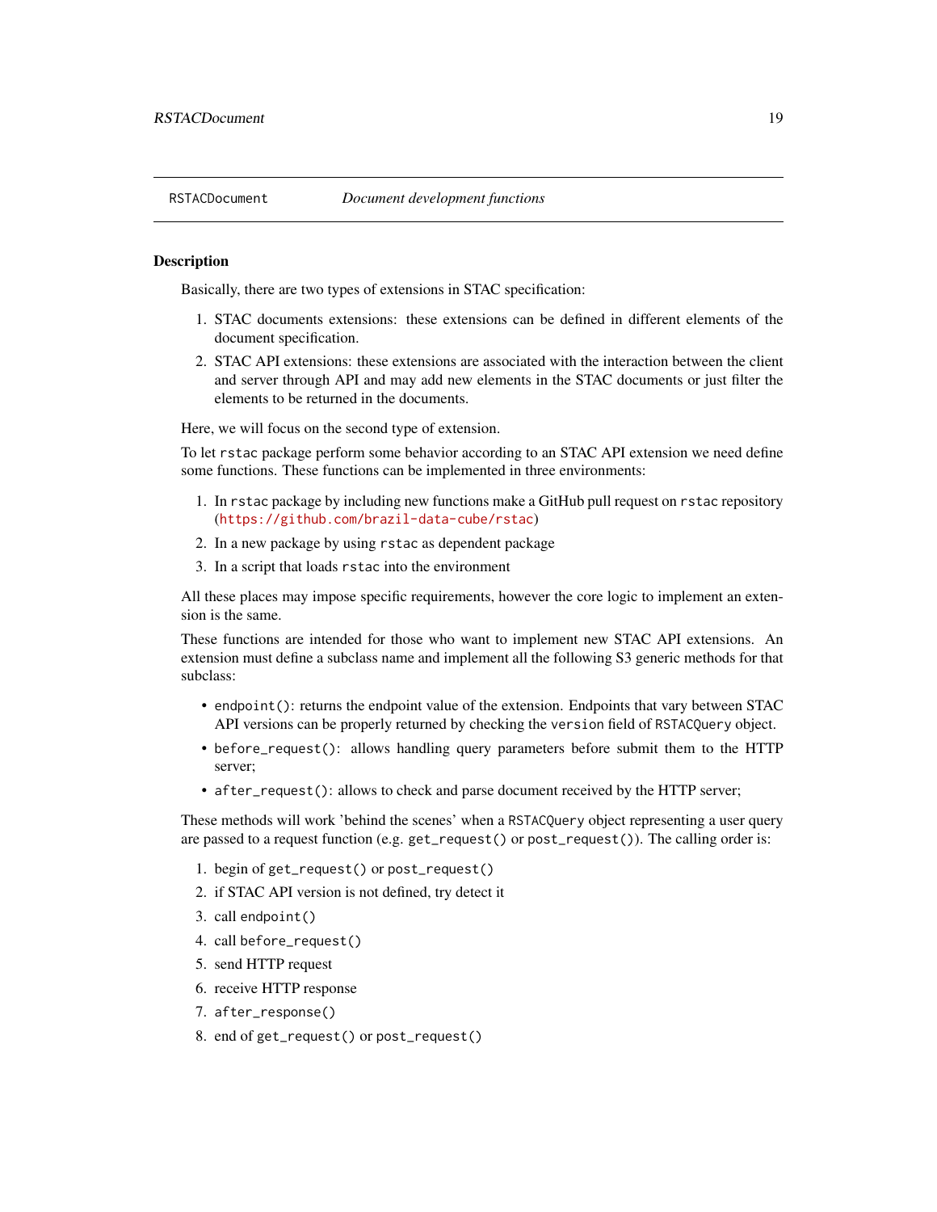## RSTACDocument — *Document development functions*

### Description

Basically, there are two types of extensions in STAC specification:

1. STAC documents extensions: these extensions can be defined in different elements of the document specification.
2. STAC API extensions: these extensions are associated with the interaction between the client and server through API and may add new elements in the STAC documents or just filter the elements to be returned in the documents.

Here, we will focus on the second type of extension.

To let `rstac` package perform some behavior according to an STAC API extension we need define some functions. These functions can be implemented in three environments:

1. In `rstac` package by including new functions make a GitHub pull request on `rstac` repository (https://github.com/brazil-data-cube/rstac)
2. In a new package by using `rstac` as dependent package
3. In a script that loads `rstac` into the environment

All these places may impose specific requirements, however the core logic to implement an extension is the same.

These functions are intended for those who want to implement new STAC API extensions. An extension must define a subclass name and implement all the following S3 generic methods for that subclass:

- `endpoint()`: returns the endpoint value of the extension. Endpoints that vary between STAC API versions can be properly returned by checking the `version` field of `RSTACQuery` object.
- `before_request()`: allows handling query parameters before submit them to the HTTP server;
- `after_request()`: allows to check and parse document received by the HTTP server;

These methods will work 'behind the scenes' when a `RSTACQuery` object representing a user query are passed to a request function (e.g. `get_request()` or `post_request()`). The calling order is:

1. begin of `get_request()` or `post_request()`
2. if STAC API version is not defined, try detect it
3. call `endpoint()`
4. call `before_request()`
5. send HTTP request
6. receive HTTP response
7. `after_response()`
8. end of `get_request()` or `post_request()`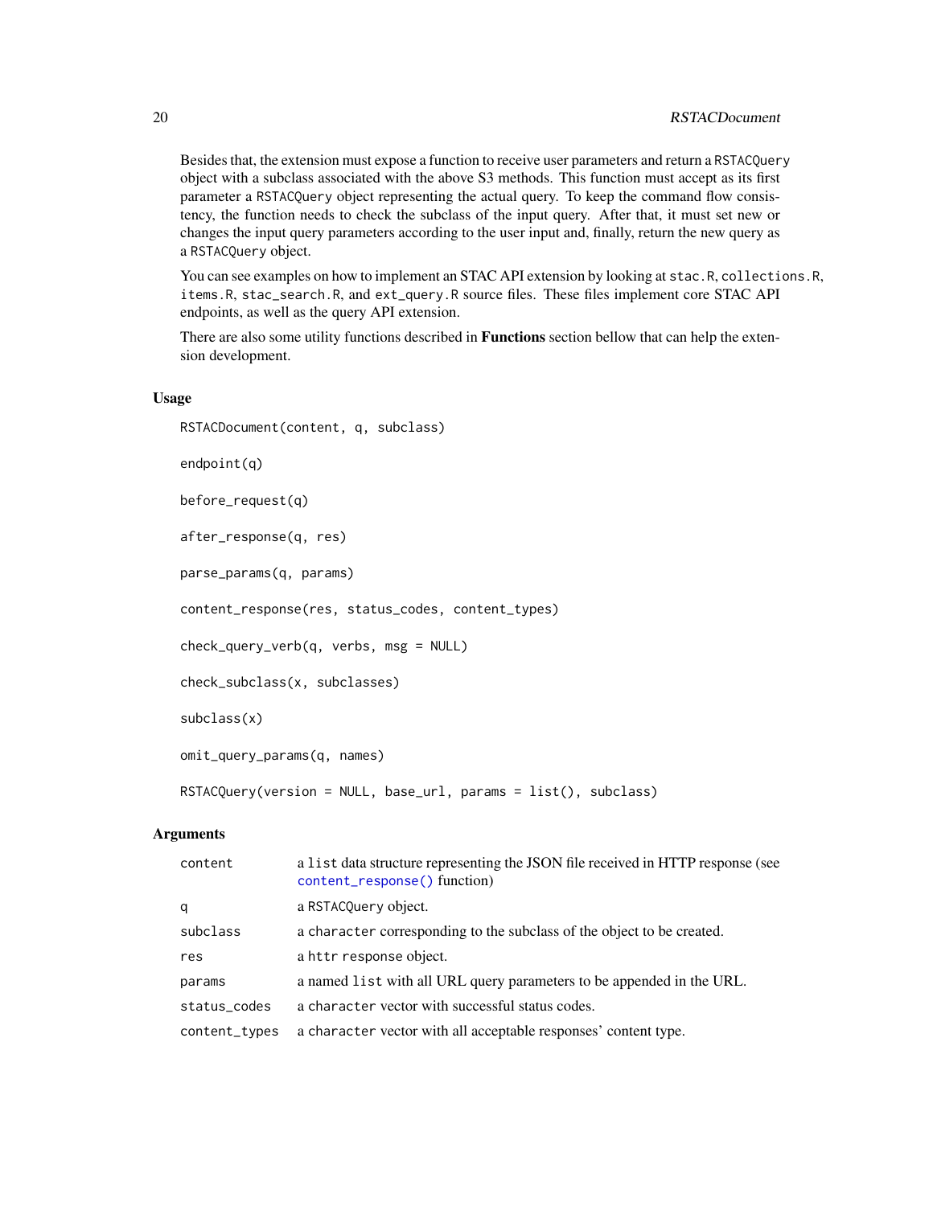Besides that, the extension must expose a function to receive user parameters and return a `RSTACQuery` object with a subclass associated with the above S3 methods. This function must accept as its first parameter a `RSTACQuery` object representing the actual query. To keep the command flow consistency, the function needs to check the subclass of the input query. After that, it must set new or changes the input query parameters according to the user input and, finally, return the new query as a `RSTACQuery` object.

You can see examples on how to implement an STAC API extension by looking at `stac.R`, `collections.R`, `items.R`, `stac_search.R`, and `ext_query.R` source files. These files implement core STAC API endpoints, as well as the query API extension.

There are also some utility functions described in **Functions** section bellow that can help the extension development.

## Usage

```
RSTACDocument(content, q, subclass)

endpoint(q)

before_request(q)

after_response(q, res)

parse_params(q, params)

content_response(res, status_codes, content_types)

check_query_verb(q, verbs, msg = NULL)

check_subclass(x, subclasses)

subclass(x)

omit_query_params(q, names)

RSTACQuery(version = NULL, base_url, params = list(), subclass)
```

## Arguments

| | |
|---|---|
| `content` | a `list` data structure representing the JSON file received in HTTP response (see `content_response()` function) |
| `q` | a `RSTACQuery` object. |
| `subclass` | a `character` corresponding to the subclass of the object to be created. |
| `res` | a `httr` response object. |
| `params` | a named `list` with all URL query parameters to be appended in the URL. |
| `status_codes` | a `character` vector with successful status codes. |
| `content_types` | a `character` vector with all acceptable responses' content type. |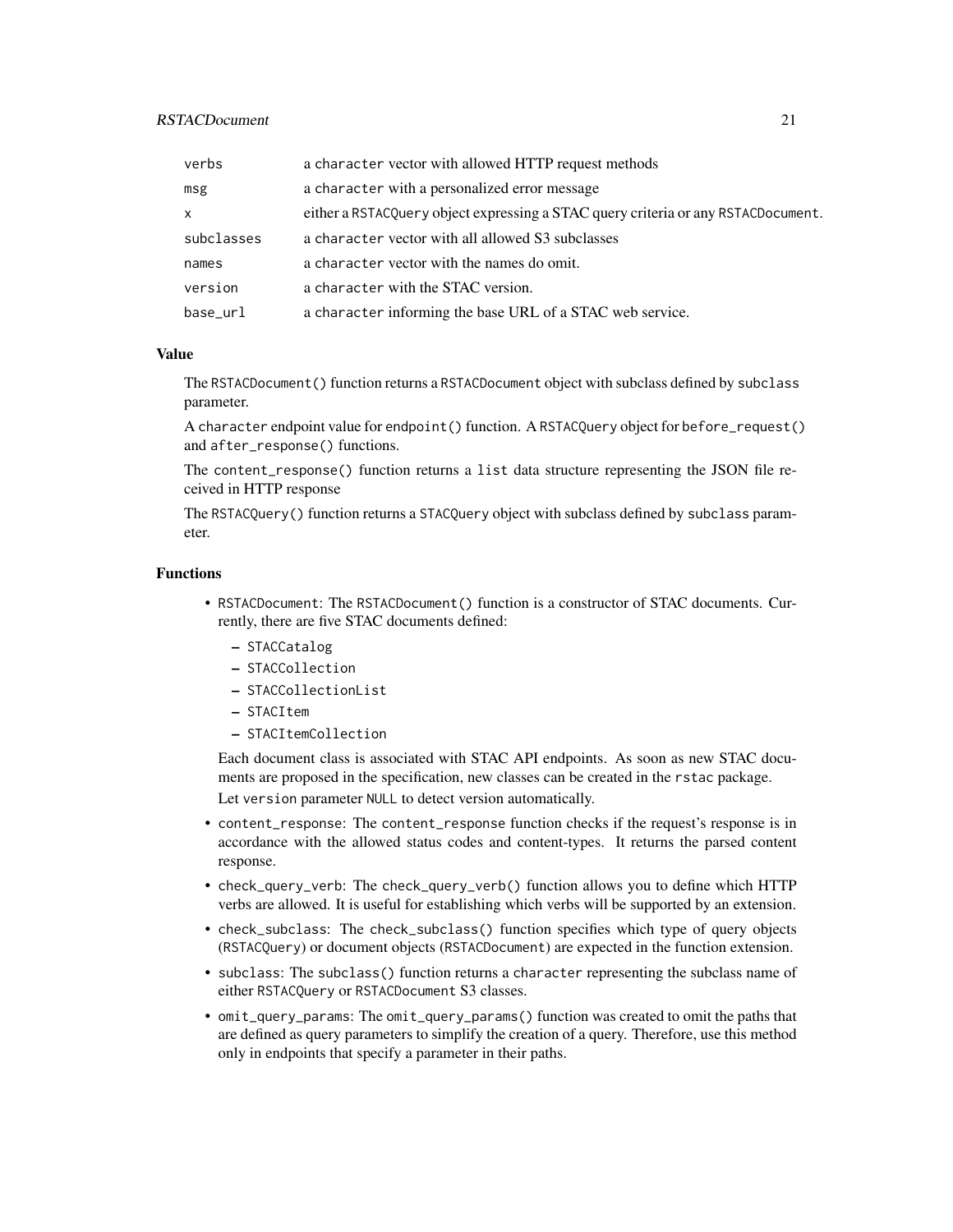| | |
|---|---|
| verbs | a character vector with allowed HTTP request methods |
| msg | a character with a personalized error message |
| x | either a RSTACQuery object expressing a STAC query criteria or any RSTACDocument. |
| subclasses | a character vector with all allowed S3 subclasses |
| names | a character vector with the names do omit. |
| version | a character with the STAC version. |
| base_url | a character informing the base URL of a STAC web service. |

## Value

The RSTACDocument() function returns a RSTACDocument object with subclass defined by subclass parameter.

A character endpoint value for endpoint() function. A RSTACQuery object for before_request() and after_response() functions.

The content_response() function returns a list data structure representing the JSON file received in HTTP response

The RSTACQuery() function returns a STACQuery object with subclass defined by subclass parameter.

## Functions

- RSTACDocument: The RSTACDocument() function is a constructor of STAC documents. Currently, there are five STAC documents defined:
  - STACCatalog
  - STACCollection
  - STACCollectionList
  - STACItem
  - STACItemCollection

  Each document class is associated with STAC API endpoints. As soon as new STAC documents are proposed in the specification, new classes can be created in the rstac package.
  Let version parameter NULL to detect version automatically.
- content_response: The content_response function checks if the request's response is in accordance with the allowed status codes and content-types. It returns the parsed content response.
- check_query_verb: The check_query_verb() function allows you to define which HTTP verbs are allowed. It is useful for establishing which verbs will be supported by an extension.
- check_subclass: The check_subclass() function specifies which type of query objects (RSTACQuery) or document objects (RSTACDocument) are expected in the function extension.
- subclass: The subclass() function returns a character representing the subclass name of either RSTACQuery or RSTACDocument S3 classes.
- omit_query_params: The omit_query_params() function was created to omit the paths that are defined as query parameters to simplify the creation of a query. Therefore, use this method only in endpoints that specify a parameter in their paths.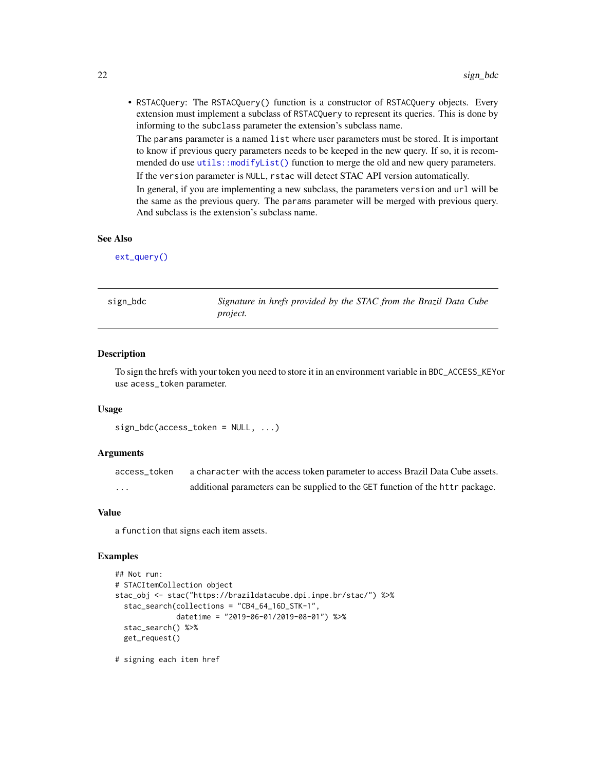- RSTACQuery: The RSTACQuery() function is a constructor of RSTACQuery objects. Every extension must implement a subclass of RSTACQuery to represent its queries. This is done by informing to the subclass parameter the extension's subclass name.

  The params parameter is a named list where user parameters must be stored. It is important to know if previous query parameters needs to be keeped in the new query. If so, it is recommended do use utils::modifyList() function to merge the old and new query parameters.

  If the version parameter is NULL, rstac will detect STAC API version automatically.

  In general, if you are implementing a new subclass, the parameters version and url will be the same as the previous query. The params parameter will be merged with previous query. And subclass is the extension's subclass name.

### See Also

ext_query()

---

## sign_bdc — *Signature in hrefs provided by the STAC from the Brazil Data Cube project.*

---

### Description

To sign the hrefs with your token you need to store it in an environment variable in BDC_ACCESS_KEYor use acess_token parameter.

### Usage

```
sign_bdc(access_token = NULL, ...)
```

### Arguments

| | |
|---|---|
| access_token | a character with the access token parameter to access Brazil Data Cube assets. |
| ... | additional parameters can be supplied to the GET function of the httr package. |

### Value

a function that signs each item assets.

### Examples

```
## Not run:
# STACItemCollection object
stac_obj <- stac("https://brazildatacube.dpi.inpe.br/stac/") %>%
  stac_search(collections = "CB4_64_16D_STK-1",
              datetime = "2019-06-01/2019-08-01") %>%
  stac_search() %>%
  get_request()

# signing each item href
```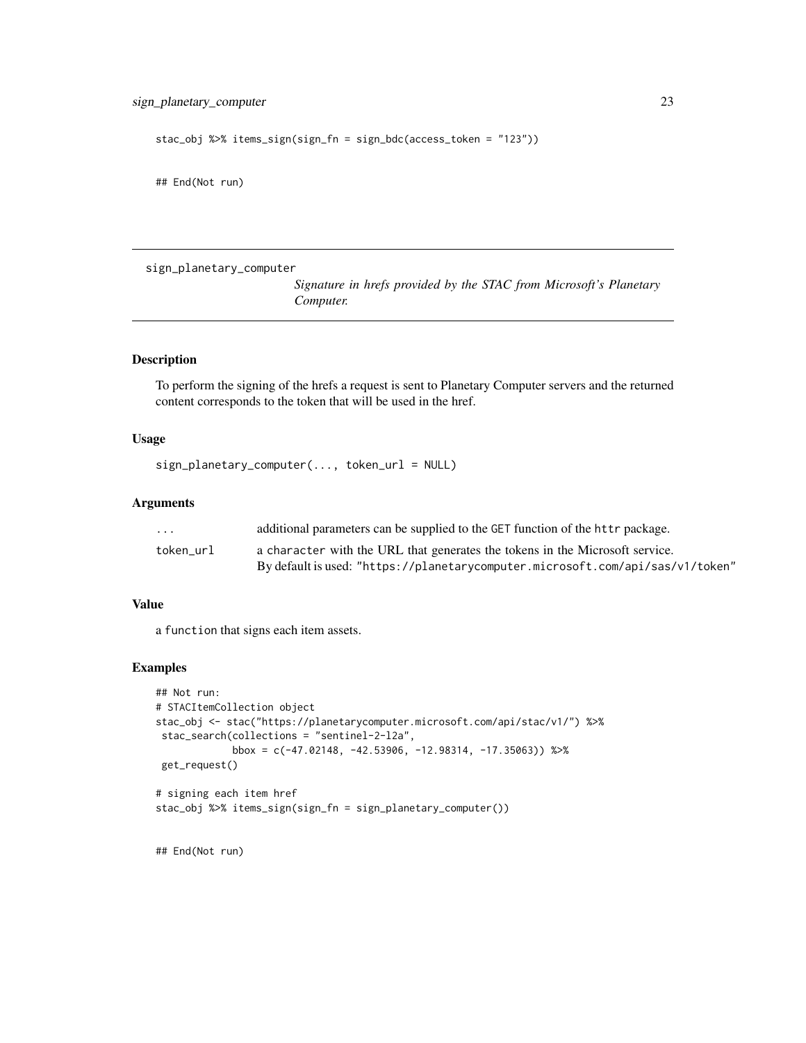```
stac_obj %>% items_sign(sign_fn = sign_bdc(access_token = "123"))

## End(Not run)
```

## sign_planetary_computer

*Signature in hrefs provided by the STAC from Microsoft's Planetary Computer.*

### Description

To perform the signing of the hrefs a request is sent to Planetary Computer servers and the returned content corresponds to the token that will be used in the href.

### Usage

```
sign_planetary_computer(..., token_url = NULL)
```

### Arguments

| | |
|---|---|
| `...` | additional parameters can be supplied to the `GET` function of the `httr` package. |
| `token_url` | a `character` with the URL that generates the tokens in the Microsoft service. By default is used: `"https://planetarycomputer.microsoft.com/api/sas/v1/token"` |

### Value

a `function` that signs each item assets.

### Examples

```
## Not run:
# STACItemCollection object
stac_obj <- stac("https://planetarycomputer.microsoft.com/api/stac/v1/") %>%
 stac_search(collections = "sentinel-2-l2a",
             bbox = c(-47.02148, -42.53906, -12.98314, -17.35063)) %>%
 get_request()

# signing each item href
stac_obj %>% items_sign(sign_fn = sign_planetary_computer())

## End(Not run)
```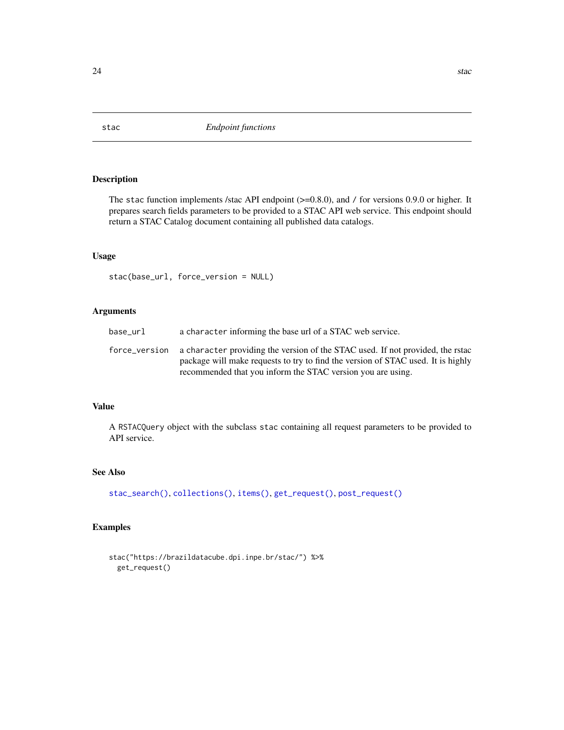## stac — *Endpoint functions*

### Description

The `stac` function implements /stac API endpoint (>=0.8.0), and `/` for versions 0.9.0 or higher. It prepares search fields parameters to be provided to a STAC API web service. This endpoint should return a STAC Catalog document containing all published data catalogs.

### Usage

```
stac(base_url, force_version = NULL)
```

### Arguments

| | |
|---|---|
| `base_url` | a `character` informing the base url of a STAC web service. |
| `force_version` | a `character` providing the version of the STAC used. If not provided, the rstac package will make requests to try to find the version of STAC used. It is highly recommended that you inform the STAC version you are using. |

### Value

A `RSTACQuery` object with the subclass `stac` containing all request parameters to be provided to API service.

### See Also

`stac_search()`, `collections()`, `items()`, `get_request()`, `post_request()`

### Examples

```
stac("https://brazildatacube.dpi.inpe.br/stac/") %>%
  get_request()
```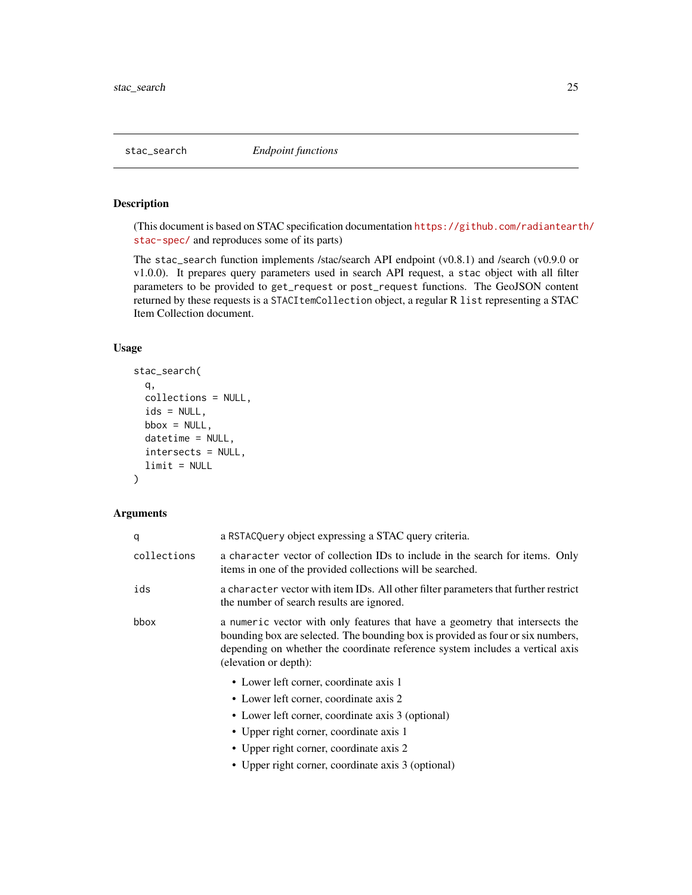stac_search *Endpoint functions*

## Description

(This document is based on STAC specification documentation https://github.com/radiantearth/stac-spec/ and reproduces some of its parts)

The `stac_search` function implements /stac/search API endpoint (v0.8.1) and /search (v0.9.0 or v1.0.0). It prepares query parameters used in search API request, a `stac` object with all filter parameters to be provided to `get_request` or `post_request` functions. The GeoJSON content returned by these requests is a `STACItemCollection` object, a regular R `list` representing a STAC Item Collection document.

## Usage

```
stac_search(
  q,
  collections = NULL,
  ids = NULL,
  bbox = NULL,
  datetime = NULL,
  intersects = NULL,
  limit = NULL
)
```

## Arguments

| | |
|---|---|
| `q` | a `RSTACQuery` object expressing a STAC query criteria. |
| `collections` | a `character` vector of collection IDs to include in the search for items. Only items in one of the provided collections will be searched. |
| `ids` | a `character` vector with item IDs. All other filter parameters that further restrict the number of search results are ignored. |
| `bbox` | a `numeric` vector with only features that have a geometry that intersects the bounding box are selected. The bounding box is provided as four or six numbers, depending on whether the coordinate reference system includes a vertical axis (elevation or depth): |

- Lower left corner, coordinate axis 1
- Lower left corner, coordinate axis 2
- Lower left corner, coordinate axis 3 (optional)
- Upper right corner, coordinate axis 1
- Upper right corner, coordinate axis 2
- Upper right corner, coordinate axis 3 (optional)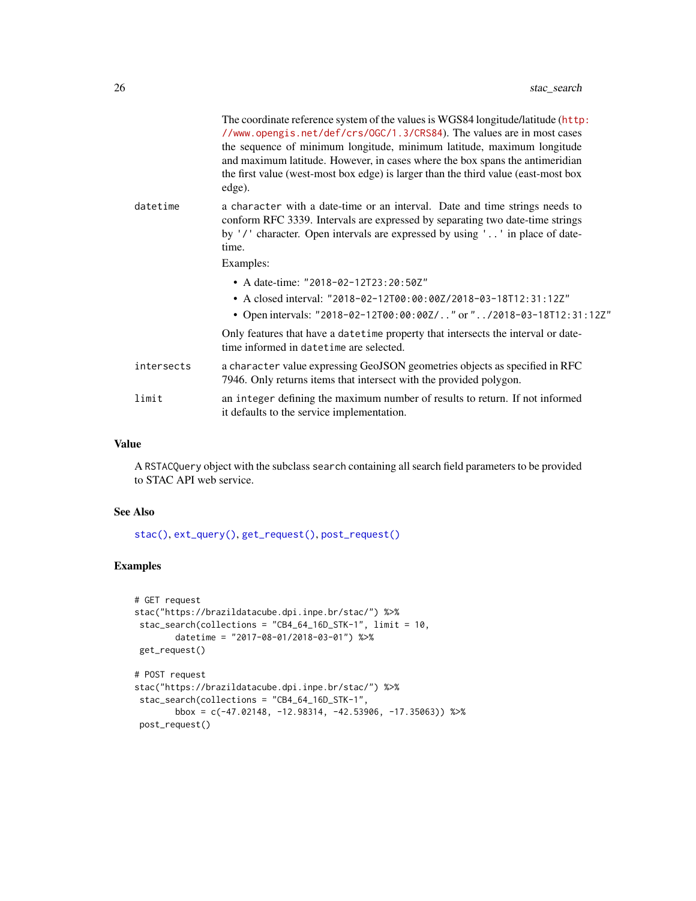The coordinate reference system of the values is WGS84 longitude/latitude (http://www.opengis.net/def/crs/OGC/1.3/CRS84). The values are in most cases the sequence of minimum longitude, minimum latitude, maximum longitude and maximum latitude. However, in cases where the box spans the antimeridian the first value (west-most box edge) is larger than the third value (east-most box edge).

`datetime`
: a `character` with a date-time or an interval. Date and time strings needs to conform RFC 3339. Intervals are expressed by separating two date-time strings by `'/'` character. Open intervals are expressed by using `'..'` in place of date-time.

  Examples:

  - A date-time: `"2018-02-12T23:20:50Z"`
  - A closed interval: `"2018-02-12T00:00:00Z/2018-03-18T12:31:12Z"`
  - Open intervals: `"2018-02-12T00:00:00Z/.."` or `"../2018-03-18T12:31:12Z"`

  Only features that have a `datetime` property that intersects the interval or date-time informed in `datetime` are selected.

`intersects`
: a `character` value expressing GeoJSON geometries objects as specified in RFC 7946. Only returns items that intersect with the provided polygon.

`limit`
: an `integer` defining the maximum number of results to return. If not informed it defaults to the service implementation.

## Value

A `RSTACQuery` object with the subclass `search` containing all search field parameters to be provided to STAC API web service.

## See Also

`stac()`, `ext_query()`, `get_request()`, `post_request()`

## Examples

```
# GET request
stac("https://brazildatacube.dpi.inpe.br/stac/") %>%
 stac_search(collections = "CB4_64_16D_STK-1", limit = 10,
        datetime = "2017-08-01/2018-03-01") %>%
 get_request()

# POST request
stac("https://brazildatacube.dpi.inpe.br/stac/") %>%
 stac_search(collections = "CB4_64_16D_STK-1",
        bbox = c(-47.02148, -12.98314, -42.53906, -17.35063)) %>%
 post_request()
```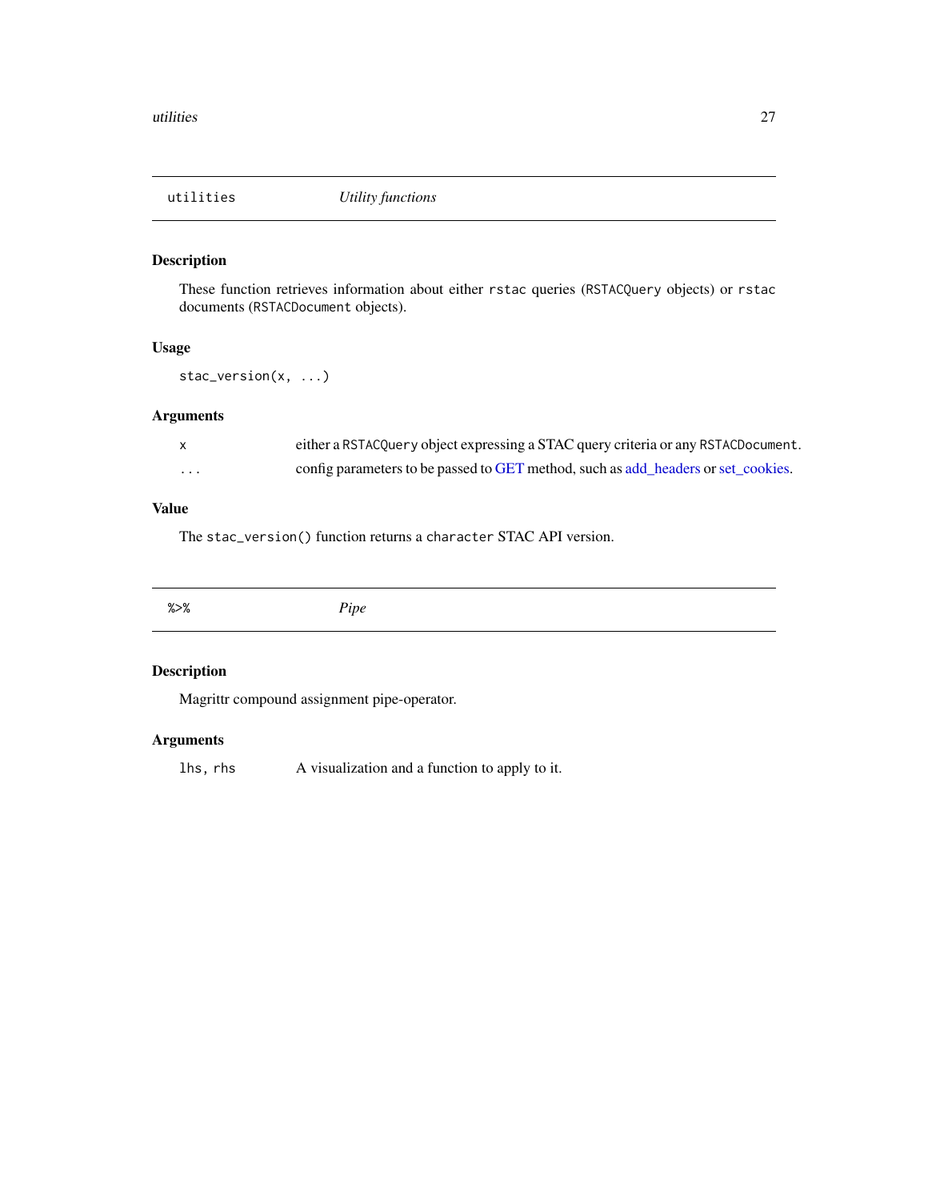## utilities *Utility functions*

### Description

These function retrieves information about either `rstac` queries (`RSTACQuery` objects) or `rstac` documents (`RSTACDocument` objects).

### Usage

```
stac_version(x, ...)
```

### Arguments

| | |
|---|---|
| `x` | either a `RSTACQuery` object expressing a STAC query criteria or any `RSTACDocument`. |
| `...` | config parameters to be passed to GET method, such as add_headers or set_cookies. |

### Value

The `stac_version()` function returns a `character` STAC API version.

## %>% *Pipe*

### Description

Magrittr compound assignment pipe-operator.

### Arguments

| | |
|---|---|
| `lhs, rhs` | A visualization and a function to apply to it. |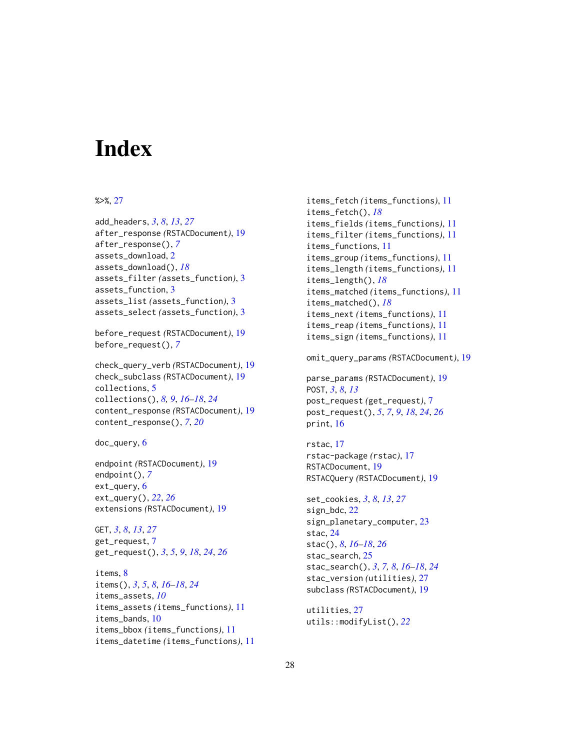# Index

%>%, 27

add_headers, *3*, *8*, *13*, *27*
after_response (RSTACDocument), 19
after_response(), *7*
assets_download, 2
assets_download(), *18*
assets_filter (assets_function), 3
assets_function, 3
assets_list (assets_function), 3
assets_select (assets_function), 3

before_request (RSTACDocument), 19
before_request(), *7*

check_query_verb (RSTACDocument), 19
check_subclass (RSTACDocument), 19
collections, 5
collections(), *8*, *9*, *16–18*, *24*
content_response (RSTACDocument), 19
content_response(), *7*, *20*

doc_query, 6

endpoint (RSTACDocument), 19
endpoint(), *7*
ext_query, 6
ext_query(), *22*, *26*
extensions (RSTACDocument), 19

GET, *3*, *8*, *13*, *27*
get_request, 7
get_request(), *3*, *5*, *9*, *18*, *24*, *26*

items, 8
items(), *3*, *5*, *8*, *16–18*, *24*
items_assets, *10*
items_assets (items_functions), 11
items_bands, 10
items_bbox (items_functions), 11
items_datetime (items_functions), 11
items_fetch (items_functions), 11
items_fetch(), *18*
items_fields (items_functions), 11
items_filter (items_functions), 11
items_functions, 11
items_group (items_functions), 11
items_length (items_functions), 11
items_length(), *18*
items_matched (items_functions), 11
items_matched(), *18*
items_next (items_functions), 11
items_reap (items_functions), 11
items_sign (items_functions), 11

omit_query_params (RSTACDocument), 19

parse_params (RSTACDocument), 19
POST, *3*, *8*, *13*
post_request (get_request), 7
post_request(), *5*, *7*, *9*, *18*, *24*, *26*
print, 16

rstac, 17
rstac-package (rstac), 17
RSTACDocument, 19
RSTACQuery (RSTACDocument), 19

set_cookies, *3*, *8*, *13*, *27*
sign_bdc, 22
sign_planetary_computer, 23
stac, 24
stac(), *8*, *16–18*, *26*
stac_search, 25
stac_search(), *3*, *7*, *8*, *16–18*, *24*
stac_version (utilities), 27
subclass (RSTACDocument), 19

utilities, 27
utils::modifyList(), *22*